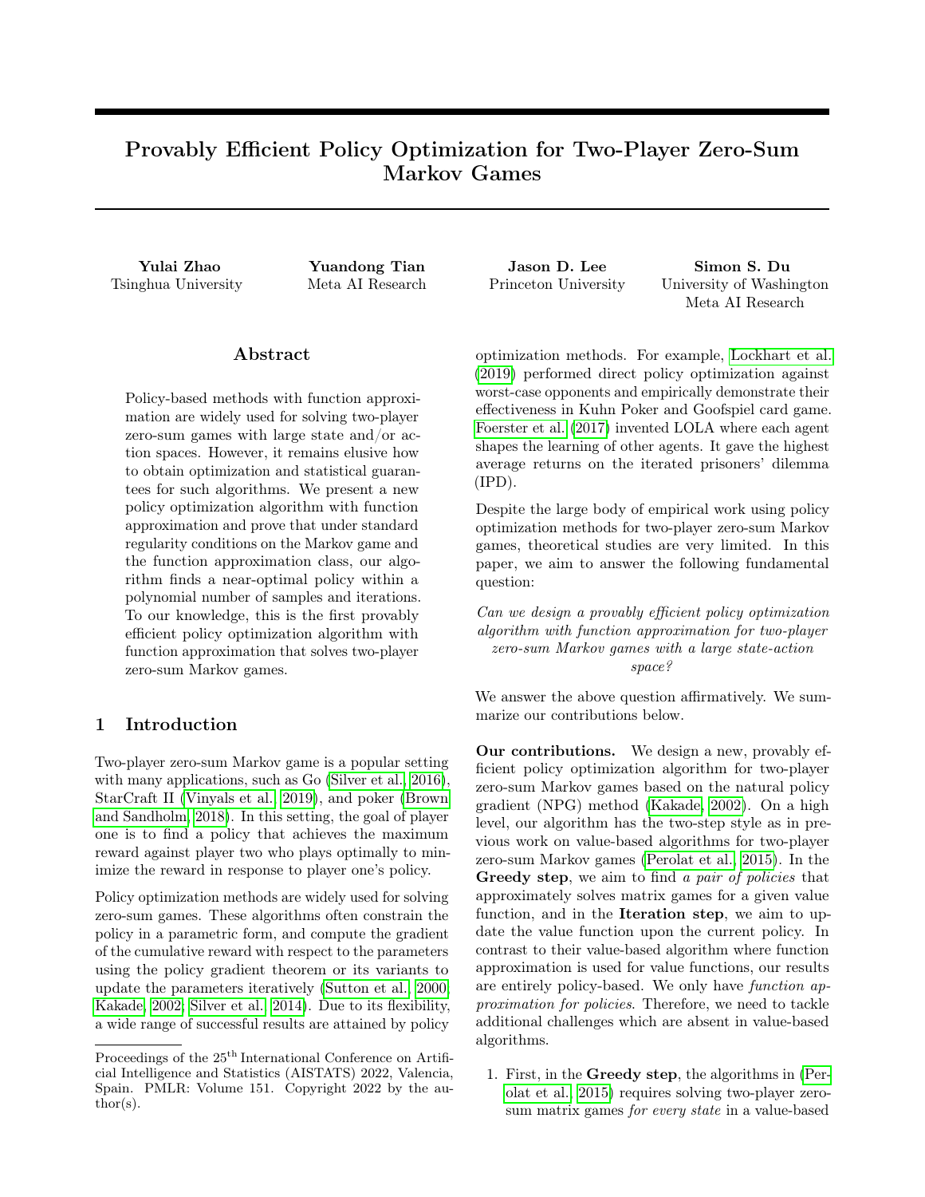# Provably Efficient Policy Optimization for Two-Player Zero-Sum Markov Games

**Yulai Zhao**
Tsinghua University

**Yuandong Tian**
Meta AI Research

**Jason D. Lee**
Princeton University

**Simon S. Du**
University of Washington
Meta AI Research

## Abstract

Policy-based methods with function approximation are widely used for solving two-player zero-sum games with large state and/or action spaces. However, it remains elusive how to obtain optimization and statistical guarantees for such algorithms. We present a new policy optimization algorithm with function approximation and prove that under standard regularity conditions on the Markov game and the function approximation class, our algorithm finds a near-optimal policy within a polynomial number of samples and iterations. To our knowledge, this is the first provably efficient policy optimization algorithm with function approximation that solves two-player zero-sum Markov games.

## 1 Introduction

Two-player zero-sum Markov game is a popular setting with many applications, such as Go (Silver et al., 2016), StarCraft II (Vinyals et al., 2019), and poker (Brown and Sandholm, 2018). In this setting, the goal of player one is to find a policy that achieves the maximum reward against player two who plays optimally to minimize the reward in response to player one's policy.

Policy optimization methods are widely used for solving zero-sum games. These algorithms often constrain the policy in a parametric form, and compute the gradient of the cumulative reward with respect to the parameters using the policy gradient theorem or its variants to update the parameters iteratively (Sutton et al., 2000; Kakade, 2002; Silver et al., 2014). Due to its flexibility, a wide range of successful results are attained by policy optimization methods. For example, Lockhart et al. (2019) performed direct policy optimization against worst-case opponents and empirically demonstrate their effectiveness in Kuhn Poker and Goofspiel card game. Foerster et al. (2017) invented LOLA where each agent shapes the learning of other agents. It gave the highest average returns on the iterated prisoners' dilemma (IPD).

Despite the large body of empirical work using policy optimization methods for two-player zero-sum Markov games, theoretical studies are very limited. In this paper, we aim to answer the following fundamental question:

*Can we design a provably efficient policy optimization algorithm with function approximation for two-player zero-sum Markov games with a large state-action space?*

We answer the above question affirmatively. We summarize our contributions below.

**Our contributions.** We design a new, provably efficient policy optimization algorithm for two-player zero-sum Markov games based on the natural policy gradient (NPG) method (Kakade, 2002). On a high level, our algorithm has the two-step style as in previous work on value-based algorithms for two-player zero-sum Markov games (Perolat et al., 2015). In the **Greedy step**, we aim to find *a pair of policies* that approximately solves matrix games for a given value function, and in the **Iteration step**, we aim to update the value function upon the current policy. In contrast to their value-based algorithm where function approximation is used for value functions, our results are entirely policy-based. We only have *function approximation for policies*. Therefore, we need to tackle additional challenges which are absent in value-based algorithms.

1. First, in the **Greedy step**, the algorithms in (Perolat et al., 2015) requires solving two-player zero-sum matrix games *for every state* in a value-based

Proceedings of the 25[th] International Conference on Artificial Intelligence and Statistics (AISTATS) 2022, Valencia, Spain. PMLR: Volume 151. Copyright 2022 by the author(s).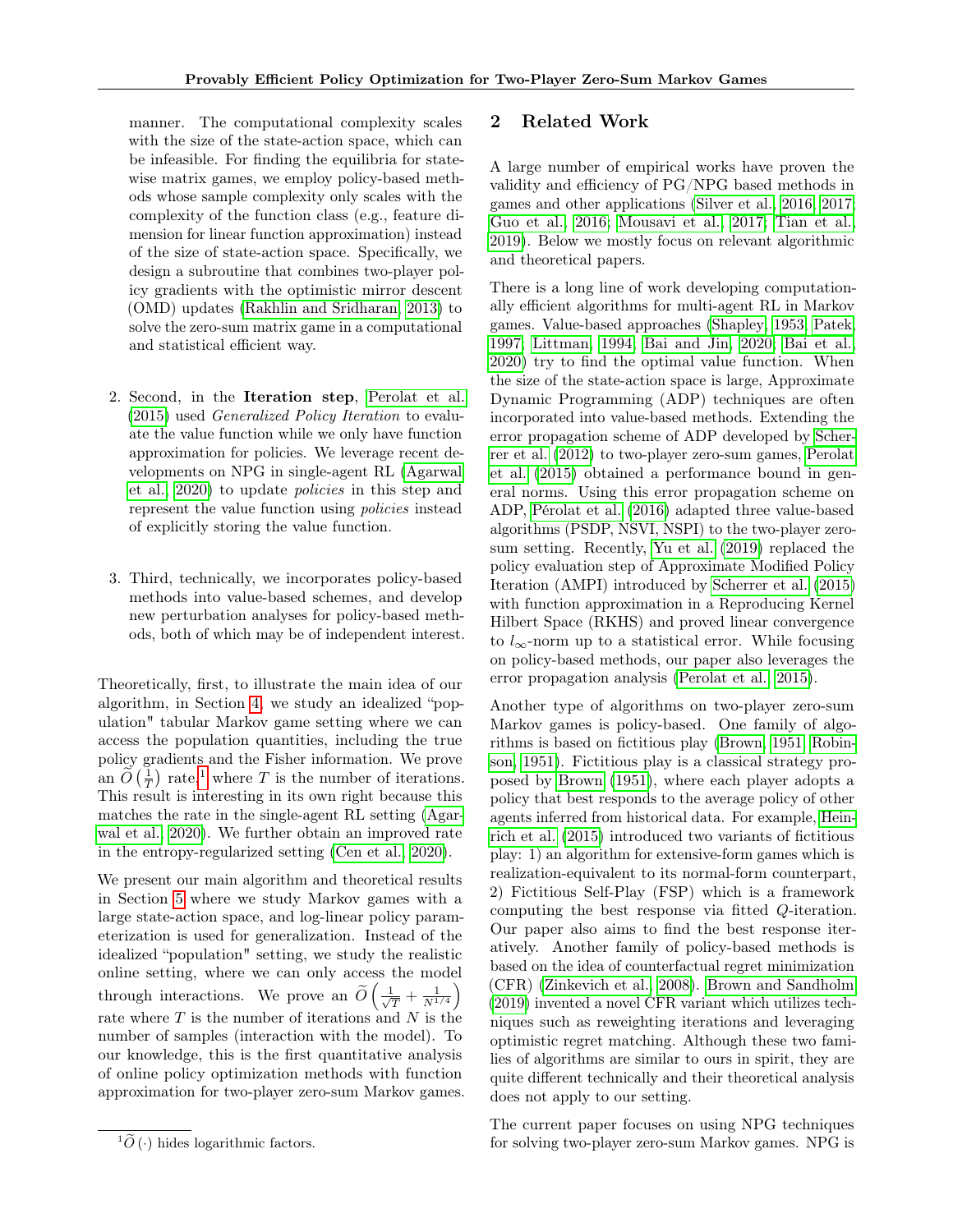manner. The computational complexity scales with the size of the state-action space, which can be infeasible. For finding the equilibria for state-wise matrix games, we employ policy-based methods whose sample complexity only scales with the complexity of the function class (e.g., feature dimension for linear function approximation) instead of the size of state-action space. Specifically, we design a subroutine that combines two-player policy gradients with the optimistic mirror descent (OMD) updates (Rakhlin and Sridharan, 2013) to solve the zero-sum matrix game in a computational and statistical efficient way.

2. Second, in the **Iteration step**, Perolat et al. (2015) used *Generalized Policy Iteration* to evaluate the value function while we only have function approximation for policies. We leverage recent developments on NPG in single-agent RL (Agarwal et al., 2020) to update *policies* in this step and represent the value function using *policies* instead of explicitly storing the value function.

3. Third, technically, we incorporates policy-based methods into value-based schemes, and develop new perturbation analyses for policy-based methods, both of which may be of independent interest.

Theoretically, first, to illustrate the main idea of our algorithm, in Section 4, we study an idealized "population" tabular Markov game setting where we can access the population quantities, including the true policy gradients and the Fisher information. We prove an $\widetilde{O}\left(\frac{1}{T}\right)$ rate,[1] where $T$ is the number of iterations. This result is interesting in its own right because this matches the rate in the single-agent RL setting (Agarwal et al., 2020). We further obtain an improved rate in the entropy-regularized setting (Cen et al., 2020).

We present our main algorithm and theoretical results in Section 5 where we study Markov games with a large state-action space, and log-linear policy parameterization is used for generalization. Instead of the idealized "population" setting, we study the realistic online setting, where we can only access the model through interactions. We prove an $\widetilde{O}\left(\frac{1}{\sqrt{T}} + \frac{1}{N^{1/4}}\right)$ rate where $T$ is the number of iterations and $N$ is the number of samples (interaction with the model). To our knowledge, this is the first quantitative analysis of online policy optimization methods with function approximation for two-player zero-sum Markov games.

[1] $\widetilde{O}(\cdot)$ hides logarithmic factors.

## 2 Related Work

A large number of empirical works have proven the validity and efficiency of PG/NPG based methods in games and other applications (Silver et al., 2016, 2017; Guo et al., 2016; Mousavi et al., 2017; Tian et al., 2019). Below we mostly focus on relevant algorithmic and theoretical papers.

There is a long line of work developing computationally efficient algorithms for multi-agent RL in Markov games. Value-based approaches (Shapley, 1953; Patek, 1997; Littman, 1994; Bai and Jin, 2020; Bai et al., 2020) try to find the optimal value function. When the size of the state-action space is large, Approximate Dynamic Programming (ADP) techniques are often incorporated into value-based methods. Extending the error propagation scheme of ADP developed by Scherrer et al. (2012) to two-player zero-sum games, Perolat et al. (2015) obtained a performance bound in general norms. Using this error propagation scheme on ADP, Pérolat et al. (2016) adapted three value-based algorithms (PSDP, NSVI, NSPI) to the two-player zero-sum setting. Recently, Yu et al. (2019) replaced the policy evaluation step of Approximate Modified Policy Iteration (AMPI) introduced by Scherrer et al. (2015) with function approximation in a Reproducing Kernel Hilbert Space (RKHS) and proved linear convergence to $l_\infty$-norm up to a statistical error. While focusing on policy-based methods, our paper also leverages the error propagation analysis (Perolat et al., 2015).

Another type of algorithms on two-player zero-sum Markov games is policy-based. One family of algorithms is based on fictitious play (Brown, 1951; Robinson, 1951). Fictitious play is a classical strategy proposed by Brown (1951), where each player adopts a policy that best responds to the average policy of other agents inferred from historical data. For example, Heinrich et al. (2015) introduced two variants of fictitious play: 1) an algorithm for extensive-form games which is realization-equivalent to its normal-form counterpart, 2) Fictitious Self-Play (FSP) which is a framework computing the best response via fitted $Q$-iteration. Our paper also aims to find the best response iteratively. Another family of policy-based methods is based on the idea of counterfactual regret minimization (CFR) (Zinkevich et al., 2008). Brown and Sandholm (2019) invented a novel CFR variant which utilizes techniques such as reweighting iterations and leveraging optimistic regret matching. Although these two families of algorithms are similar to ours in spirit, they are quite different technically and their theoretical analysis does not apply to our setting.

The current paper focuses on using NPG techniques for solving two-player zero-sum Markov games. NPG is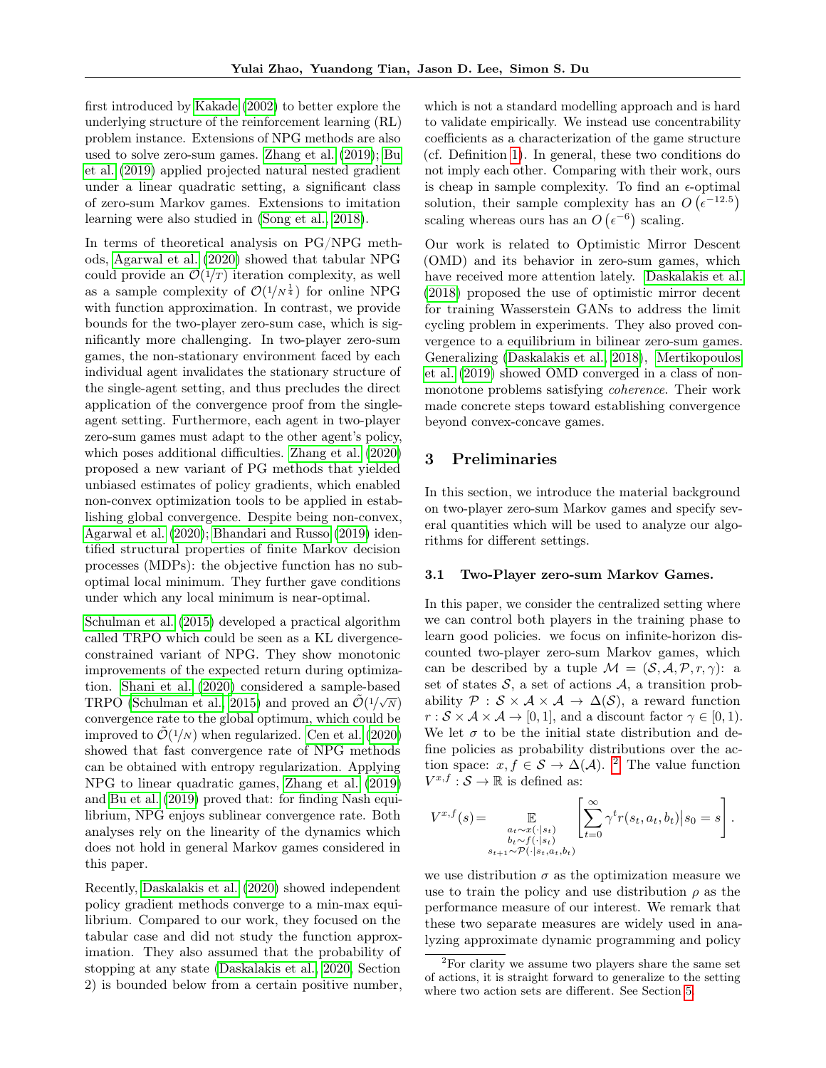first introduced by Kakade (2002) to better explore the underlying structure of the reinforcement learning (RL) problem instance. Extensions of NPG methods are also used to solve zero-sum games. Zhang et al. (2019); Bu et al. (2019) applied projected natural nested gradient under a linear quadratic setting, a significant class of zero-sum Markov games. Extensions to imitation learning were also studied in (Song et al., 2018).

In terms of theoretical analysis on PG/NPG methods, Agarwal et al. (2020) showed that tabular NPG could provide an $\mathcal{O}(1/T)$ iteration complexity, as well as a sample complexity of $\mathcal{O}(1/N^{\frac{1}{4}})$ for online NPG with function approximation. In contrast, we provide bounds for the two-player zero-sum case, which is significantly more challenging. In two-player zero-sum games, the non-stationary environment faced by each individual agent invalidates the stationary structure of the single-agent setting, and thus precludes the direct application of the convergence proof from the single-agent setting. Furthermore, each agent in two-player zero-sum games must adapt to the other agent's policy, which poses additional difficulties. Zhang et al. (2020) proposed a new variant of PG methods that yielded unbiased estimates of policy gradients, which enabled non-convex optimization tools to be applied in establishing global convergence. Despite being non-convex, Agarwal et al. (2020); Bhandari and Russo (2019) identified structural properties of finite Markov decision processes (MDPs): the objective function has no suboptimal local minimum. They further gave conditions under which any local minimum is near-optimal.

Schulman et al. (2015) developed a practical algorithm called TRPO which could be seen as a KL divergence-constrained variant of NPG. They show monotonic improvements of the expected return during optimization. Shani et al. (2020) considered a sample-based TRPO (Schulman et al., 2015) and proved an $\tilde{\mathcal{O}}(1/\sqrt{N})$ convergence rate to the global optimum, which could be improved to $\tilde{\mathcal{O}}(1/N)$ when regularized. Cen et al. (2020) showed that fast convergence rate of NPG methods can be obtained with entropy regularization. Applying NPG to linear quadratic games, Zhang et al. (2019) and Bu et al. (2019) proved that: for finding Nash equilibrium, NPG enjoys sublinear convergence rate. Both analyses rely on the linearity of the dynamics which does not hold in general Markov games considered in this paper.

Recently, Daskalakis et al. (2020) showed independent policy gradient methods converge to a min-max equilibrium. Compared to our work, they focused on the tabular case and did not study the function approximation. They also assumed that the probability of stopping at any state (Daskalakis et al., 2020, Section 2) is bounded below from a certain positive number, which is not a standard modelling approach and is hard to validate empirically. We instead use concentrability coefficients as a characterization of the game structure (cf. Definition 1). In general, these two conditions do not imply each other. Comparing with their work, ours is cheap in sample complexity. To find an $\epsilon$-optimal solution, their sample complexity has an $O\left(\epsilon^{-12.5}\right)$ scaling whereas ours has an $O\left(\epsilon^{-6}\right)$ scaling.

Our work is related to Optimistic Mirror Descent (OMD) and its behavior in zero-sum games, which have received more attention lately. Daskalakis et al. (2018) proposed the use of optimistic mirror decent for training Wasserstein GANs to address the limit cycling problem in experiments. They also proved convergence to a equilibrium in bilinear zero-sum games. Generalizing (Daskalakis et al., 2018), Mertikopoulos et al. (2019) showed OMD converged in a class of non-monotone problems satisfying *coherence*. Their work made concrete steps toward establishing convergence beyond convex-concave games.

## 3 Preliminaries

In this section, we introduce the material background on two-player zero-sum Markov games and specify several quantities which will be used to analyze our algorithms for different settings.

### 3.1 Two-Player zero-sum Markov Games.

In this paper, we consider the centralized setting where we can control both players in the training phase to learn good policies. we focus on infinite-horizon discounted two-player zero-sum Markov games, which can be described by a tuple $\mathcal{M} = (\mathcal{S}, \mathcal{A}, \mathcal{P}, r, \gamma)$: a set of states $\mathcal{S}$, a set of actions $\mathcal{A}$, a transition probability $\mathcal{P} : \mathcal{S} \times \mathcal{A} \times \mathcal{A} \to \Delta(\mathcal{S})$, a reward function $r : \mathcal{S} \times \mathcal{A} \times \mathcal{A} \to [0, 1]$, and a discount factor $\gamma \in [0, 1)$. We let $\sigma$ to be the initial state distribution and define policies as probability distributions over the action space: $x, f \in \mathcal{S} \to \Delta(\mathcal{A})$. [2] The value function $V^{x,f} : \mathcal{S} \to \mathbb{R}$ is defined as:

$$V^{x,f}(s) = \mathop{\mathbb{E}}_{\substack{a_t \sim x(\cdot|s_t) \\ b_t \sim f(\cdot|s_t) \\ s_{t+1} \sim \mathcal{P}(\cdot|s_t, a_t, b_t)}} \left[ \sum_{t=0}^{\infty} \gamma^t r(s_t, a_t, b_t) \big| s_0 = s \right].$$

we use distribution $\sigma$ as the optimization measure we use to train the policy and use distribution $\rho$ as the performance measure of our interest. We remark that these two separate measures are widely used in analyzing approximate dynamic programming and policy

[2] For clarity we assume two players share the same set of actions, it is straight forward to generalize to the setting where two action sets are different. See Section 5.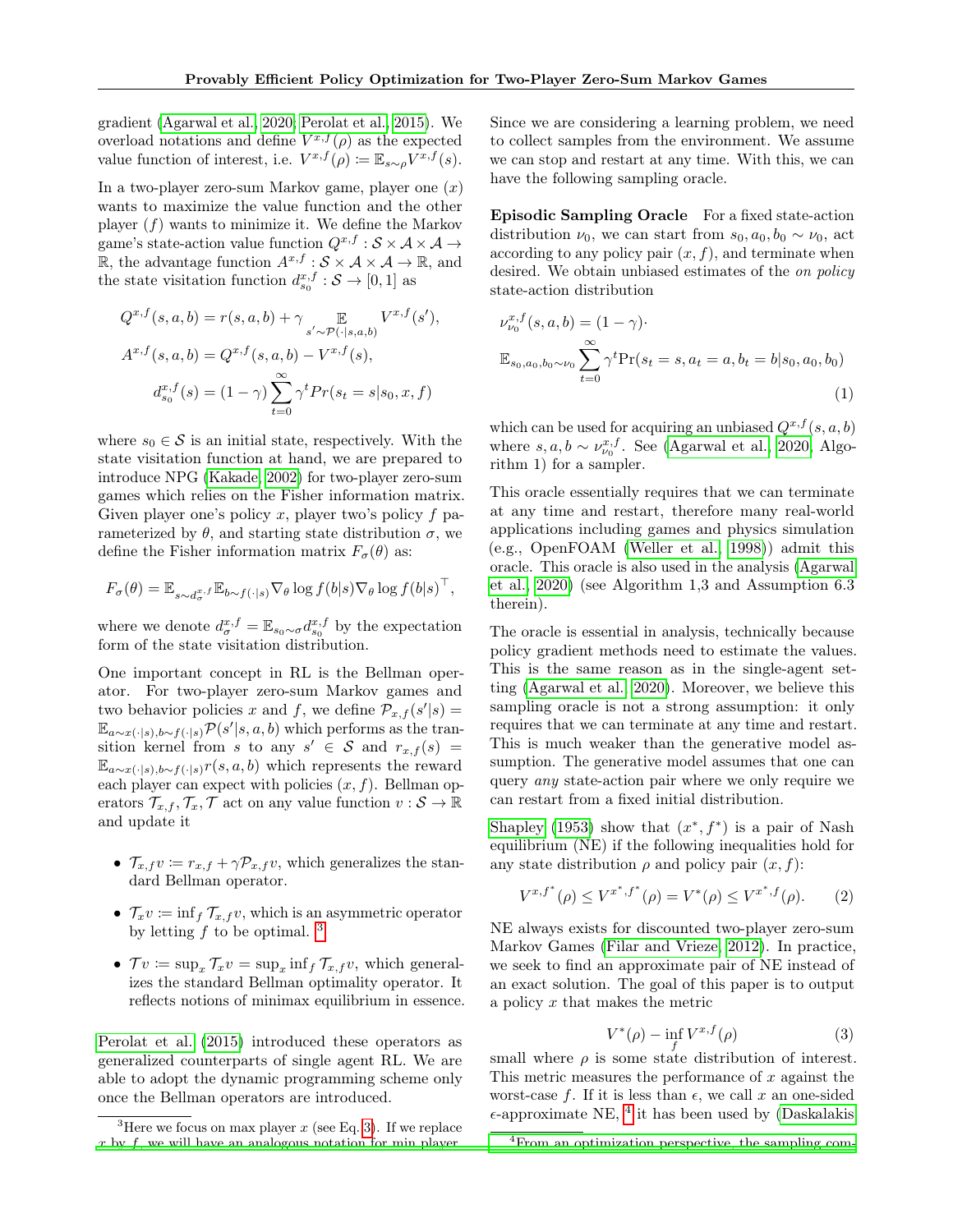gradient (Agarwal et al., 2020; Perolat et al., 2015). We overload notations and define $V^{x,f}(\rho)$ as the expected value function of interest, i.e. $V^{x,f}(\rho) \coloneqq \mathbb{E}_{s\sim\rho} V^{x,f}(s)$.

In a two-player zero-sum Markov game, player one ($x$) wants to maximize the value function and the other player ($f$) wants to minimize it. We define the Markov game's state-action value function $Q^{x,f} : \mathcal{S} \times \mathcal{A} \times \mathcal{A} \to \mathbb{R}$, the advantage function $A^{x,f} : \mathcal{S} \times \mathcal{A} \times \mathcal{A} \to \mathbb{R}$, and the state visitation function $d_{s_0}^{x,f} : \mathcal{S} \to [0,1]$ as

$$
\begin{aligned}
Q^{x,f}(s,a,b) &= r(s,a,b) + \gamma \mathop{\mathbb{E}}_{s' \sim \mathcal{P}(\cdot|s,a,b)} V^{x,f}(s'), \\
A^{x,f}(s,a,b) &= Q^{x,f}(s,a,b) - V^{x,f}(s), \\
d_{s_0}^{x,f}(s) &= (1-\gamma) \sum_{t=0}^{\infty} \gamma^t Pr(s_t = s | s_0, x, f)
\end{aligned}
$$

where $s_0 \in \mathcal{S}$ is an initial state, respectively. With the state visitation function at hand, we are prepared to introduce NPG (Kakade, 2002) for two-player zero-sum games which relies on the Fisher information matrix. Given player one's policy $x$, player two's policy $f$ parameterized by $\theta$, and starting state distribution $\sigma$, we define the Fisher information matrix $F_\sigma(\theta)$ as:

$$
F_\sigma(\theta) = \mathbb{E}_{s \sim d_\sigma^{x,f}} \mathbb{E}_{b \sim f(\cdot|s)} \nabla_\theta \log f(b|s) \nabla_\theta \log f(b|s)^\top,
$$

where we denote $d_\sigma^{x,f} = \mathbb{E}_{s_0 \sim \sigma} d_{s_0}^{x,f}$ by the expectation form of the state visitation distribution.

One important concept in RL is the Bellman operator. For two-player zero-sum Markov games and two behavior policies $x$ and $f$, we define $\mathcal{P}_{x,f}(s'|s) = \mathbb{E}_{a\sim x(\cdot|s), b \sim f(\cdot|s)} \mathcal{P}(s'|s,a,b)$ which performs as the transition kernel from $s$ to any $s' \in \mathcal{S}$ and $r_{x,f}(s) = \mathbb{E}_{a \sim x(\cdot|s), b\sim f(\cdot|s)} r(s,a,b)$ which represents the reward each player can expect with policies $(x,f)$. Bellman operators $\mathcal{T}_{x,f}, \mathcal{T}_x, \mathcal{T}$ act on any value function $v : \mathcal{S} \to \mathbb{R}$ and update it

- $\mathcal{T}_{x,f} v \coloneqq r_{x,f} + \gamma \mathcal{P}_{x,f} v$, which generalizes the standard Bellman operator.
- $\mathcal{T}_x v \coloneqq \inf_f \mathcal{T}_{x,f} v$, which is an asymmetric operator by letting $f$ to be optimal. [3]
- $\mathcal{T} v \coloneqq \sup_x \mathcal{T}_x v = \sup_x \inf_f \mathcal{T}_{x,f} v$, which generalizes the standard Bellman optimality operator. It reflects notions of minimax equilibrium in essence.

Perolat et al. (2015) introduced these operators as generalized counterparts of single agent RL. We are able to adopt the dynamic programming scheme only once the Bellman operators are introduced.

[3] Here we focus on max player $x$ (see Eq. 3). If we replace $x$ by $f$, we will have an analogous notation for min player.

Since we are considering a learning problem, we need to collect samples from the environment. We assume we can stop and restart at any time. With this, we can have the following sampling oracle.

**Episodic Sampling Oracle** For a fixed state-action distribution $\nu_0$, we can start from $s_0, a_0, b_0 \sim \nu_0$, act according to any policy pair $(x,f)$, and terminate when desired. We obtain unbiased estimates of the *on policy* state-action distribution

$$
\nu_{\nu_0}^{x,f}(s,a,b) = (1-\gamma) \cdot \mathbb{E}_{s_0,a_0,b_0 \sim \nu_0} \sum_{t=0}^{\infty} \gamma^t \Pr(s_t = s, a_t = a, b_t = b | s_0, a_0, b_0) \tag{1}
$$

which can be used for acquiring an unbiased $Q^{x,f}(s,a,b)$ where $s,a,b \sim \nu_{\nu_0}^{x,f}$. See (Agarwal et al., 2020, Algorithm 1) for a sampler.

This oracle essentially requires that we can terminate at any time and restart, therefore many real-world applications including games and physics simulation (e.g., OpenFOAM (Weller et al., 1998)) admit this oracle. This oracle is also used in the analysis (Agarwal et al., 2020) (see Algorithm 1,3 and Assumption 6.3 therein).

The oracle is essential in analysis, technically because policy gradient methods need to estimate the values. This is the same reason as in the single-agent setting (Agarwal et al., 2020). Moreover, we believe this sampling oracle is not a strong assumption: it only requires that we can terminate at any time and restart. This is much weaker than the generative model assumption. The generative model assumes that one can query *any* state-action pair where we only require we can restart from a fixed initial distribution.

Shapley (1953) show that $(x^*, f^*)$ is a pair of Nash equilibrium (NE) if the following inequalities hold for any state distribution $\rho$ and policy pair $(x,f)$:

$$
V^{x,f^*}(\rho) \le V^{x^*,f^*}(\rho) = V^*(\rho) \le V^{x^*,f}(\rho). \tag{2}
$$

NE always exists for discounted two-player zero-sum Markov Games (Filar and Vrieze, 2012). In practice, we seek to find an approximate pair of NE instead of an exact solution. The goal of this paper is to output a policy $x$ that makes the metric

$$
V^*(\rho) - \inf_f V^{x,f}(\rho) \tag{3}
$$

small where $\rho$ is some state distribution of interest. This metric measures the performance of $x$ against the worst-case $f$. If it is less than $\epsilon$, we call $x$ an one-sided $\epsilon$-approximate NE, [4] it has been used by (Daskalakis

[4] From an optimization perspective, the sampling com-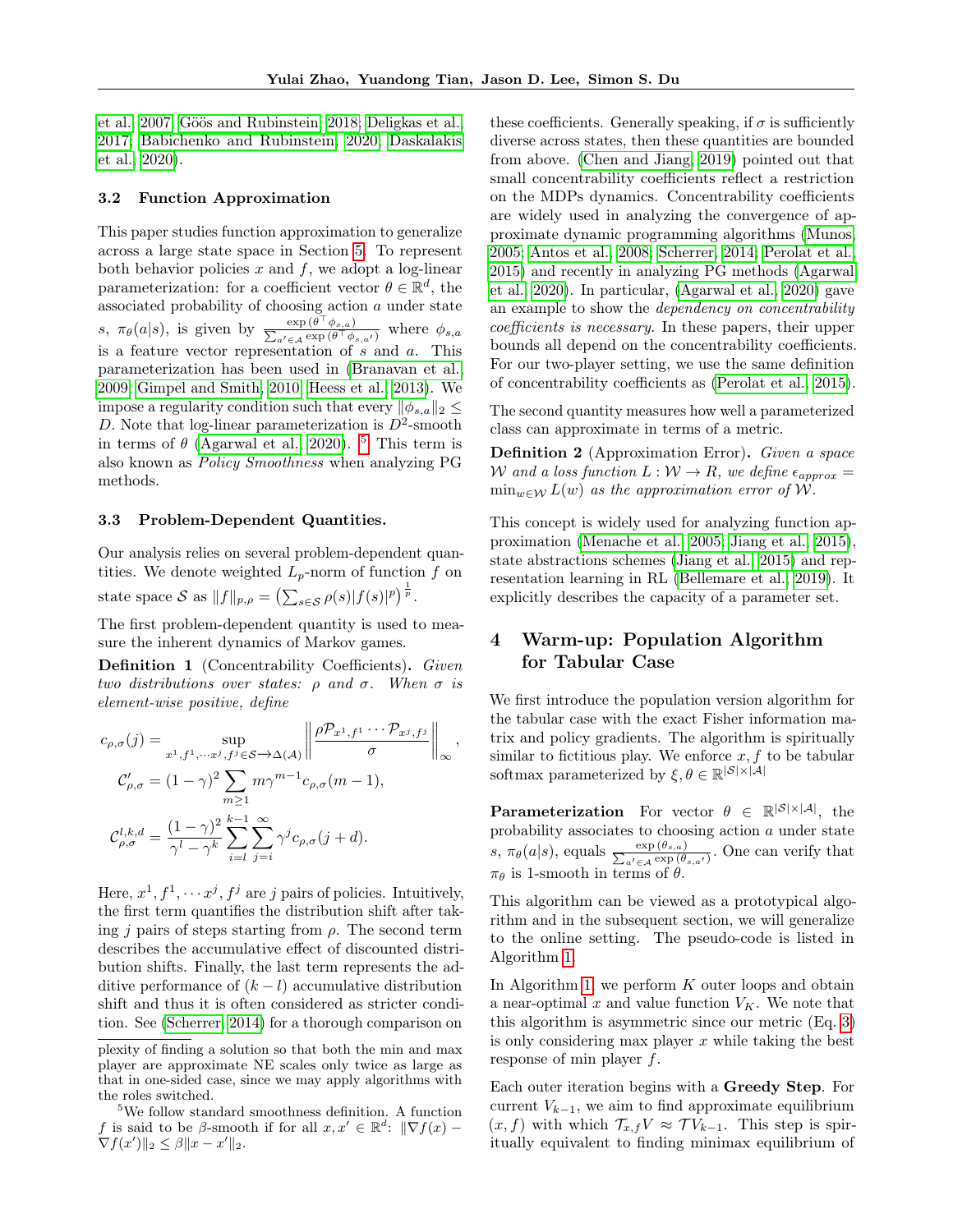et al., 2007; Göös and Rubinstein, 2018; Deligkas et al., 2017; Babichenko and Rubinstein, 2020; Daskalakis et al., 2020).

### 3.2 Function Approximation

This paper studies function approximation to generalize across a large state space in Section 5. To represent both behavior policies $x$ and $f$, we adopt a log-linear parameterization: for a coefficient vector $\theta \in \mathbb{R}^d$, the associated probability of choosing action $a$ under state $s$, $\pi_\theta(a|s)$, is given by $\frac{\exp(\theta^\top \phi_{s,a})}{\sum_{a' \in \mathcal{A}} \exp(\theta^\top \phi_{s,a'})}$ where $\phi_{s,a}$ is a feature vector representation of $s$ and $a$. This parameterization has been used in (Branavan et al., 2009; Gimpel and Smith, 2010; Heess et al., 2013). We impose a regularity condition such that every $\|\phi_{s,a}\|_2 \leq D$. Note that log-linear parameterization is $D^2$-smooth in terms of $\theta$ (Agarwal et al., 2020). [5] This term is also known as *Policy Smoothness* when analyzing PG methods.

### 3.3 Problem-Dependent Quantities.

Our analysis relies on several problem-dependent quantities. We denote weighted $L_p$-norm of function $f$ on state space $\mathcal{S}$ as $\|f\|_{p,\rho} = \left(\sum_{s \in \mathcal{S}} \rho(s)|f(s)|^p\right)^{\frac{1}{p}}$.

The first problem-dependent quantity is used to measure the inherent dynamics of Markov games.

**Definition 1** (Concentrability Coefficients). *Given two distributions over states: $\rho$ and $\sigma$. When $\sigma$ is element-wise positive, define*

$$c_{\rho,\sigma}(j) = \sup_{x^1, f^1, \cdots x^j, f^j \in \mathcal{S} \to \Delta(\mathcal{A})} \left\| \frac{\rho \mathcal{P}_{x^1,f^1} \cdots \mathcal{P}_{x^j,f^j}}{\sigma} \right\|_\infty,$$
$$\mathcal{C}'_{\rho,\sigma} = (1-\gamma)^2 \sum_{m \geq 1} m\gamma^{m-1} c_{\rho,\sigma}(m-1),$$
$$\mathcal{C}^{l,k,d}_{\rho,\sigma} = \frac{(1-\gamma)^2}{\gamma^l - \gamma^k} \sum_{i=l}^{k-1} \sum_{j=i}^{\infty} \gamma^j c_{\rho,\sigma}(j+d).$$

Here, $x^1, f^1, \cdots x^j, f^j$ are $j$ pairs of policies. Intuitively, the first term quantifies the distribution shift after taking $j$ pairs of steps starting from $\rho$. The second term describes the accumulative effect of discounted distribution shifts. Finally, the last term represents the additive performance of $(k-l)$ accumulative distribution shift and thus it is often considered as stricter condition. See (Scherrer, 2014) for a thorough comparison on these coefficients. Generally speaking, if $\sigma$ is sufficiently diverse across states, then these quantities are bounded from above. (Chen and Jiang, 2019) pointed out that small concentrability coefficients reflect a restriction on the MDPs dynamics. Concentrability coefficients are widely used in analyzing the convergence of approximate dynamic programming algorithms (Munos, 2005; Antos et al., 2008; Scherrer, 2014; Perolat et al., 2015) and recently in analyzing PG methods (Agarwal et al., 2020). In particular, (Agarwal et al., 2020) gave an example to show the *dependency on concentrability coefficients is necessary*. In these papers, their upper bounds all depend on the concentrability coefficients. For our two-player setting, we use the same definition of concentrability coefficients as (Perolat et al., 2015).

The second quantity measures how well a parameterized class can approximate in terms of a metric.

**Definition 2** (Approximation Error). *Given a space $\mathcal{W}$ and a loss function $L : \mathcal{W} \to R$, we define $\epsilon_{approx} = \min_{w \in \mathcal{W}} L(w)$ as the approximation error of $\mathcal{W}$.*

This concept is widely used for analyzing function approximation (Menache et al., 2005; Jiang et al., 2015), state abstractions schemes (Jiang et al., 2015) and representation learning in RL (Bellemare et al., 2019). It explicitly describes the capacity of a parameter set.

## 4 Warm-up: Population Algorithm for Tabular Case

We first introduce the population version algorithm for the tabular case with the exact Fisher information matrix and policy gradients. The algorithm is spiritually similar to fictitious play. We enforce $x, f$ to be tabular softmax parameterized by $\xi, \theta \in \mathbb{R}^{|\mathcal{S}| \times |\mathcal{A}|}$

**Parameterization** For vector $\theta \in \mathbb{R}^{|\mathcal{S}| \times |\mathcal{A}|}$, the probability associates to choosing action $a$ under state $s$, $\pi_\theta(a|s)$, equals $\frac{\exp(\theta_{s,a})}{\sum_{a' \in \mathcal{A}} \exp(\theta_{s,a'})}$. One can verify that $\pi_\theta$ is 1-smooth in terms of $\theta$.

This algorithm can be viewed as a prototypical algorithm and in the subsequent section, we will generalize to the online setting. The pseudo-code is listed in Algorithm 1.

In Algorithm 1, we perform $K$ outer loops and obtain a near-optimal $x$ and value function $V_K$. We note that this algorithm is asymmetric since our metric (Eq. 3) is only considering max player $x$ while taking the best response of min player $f$.

Each outer iteration begins with a **Greedy Step**. For current $V_{k-1}$, we aim to find approximate equilibrium $(x, f)$ with which $\mathcal{T}_{x,f}V \approx \mathcal{T}V_{k-1}$. This step is spiritually equivalent to finding minimax equilibrium of

---

plexity of finding a solution so that both the min and max player are approximate NE scales only twice as large as that in one-sided case, since we may apply algorithms with the roles switched.

[5] We follow standard smoothness definition. A function $f$ is said to be $\beta$-smooth if for all $x, x' \in \mathbb{R}^d$: $\|\nabla f(x) - \nabla f(x')\|_2 \leq \beta \|x - x'\|_2$.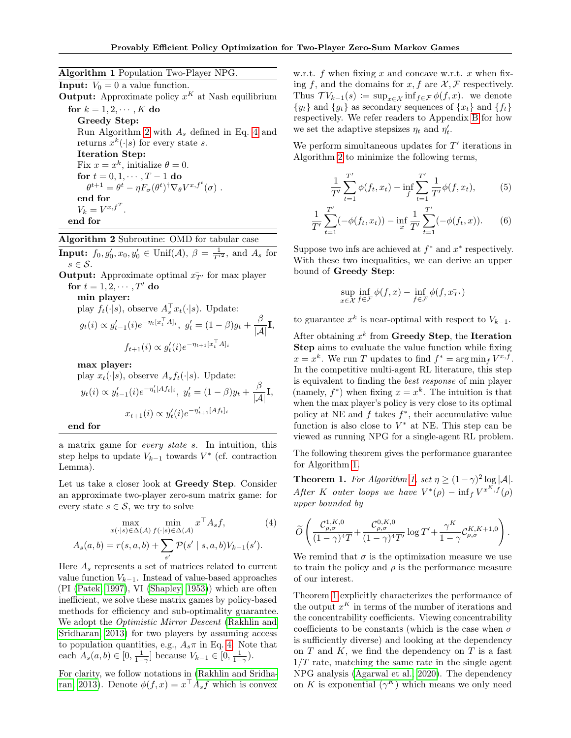**Algorithm 1** Population Two-Player NPG.

**Input:** $V_0 = 0$ a value function.
**Output:** Approximate policy $x^K$ at Nash equilibrium

```
for k = 1, 2, ..., K do
    Greedy Step:
    Run Algorithm 2 with A_s defined in Eq. 4 and returns x^k(·|s) for every state s.
    Iteration Step:
    Fix x = x^k, initialize θ = 0.
    for t = 0, 1, ..., T − 1 do
        θ^{t+1} = θ^t − η F_σ(θ^t)^† ∇_θ V^{x,f^t}(σ) .
    end for
    V_k = V^{x,f^T}.
end for
```

**Algorithm 2** Subroutine: OMD for tabular case

**Input:** $f_0, g_0', x_0, y_0' \in \text{Unif}(\mathcal{A})$, $\beta = \frac{1}{T'^2}$, and $A_s$ for $s \in \mathcal{S}$.
**Output:** Approximate optimal $\bar{x_{T'}}$ for max player

for $t = 1, 2, \cdots, T'$ do

**min player:**
play $f_t(\cdot|s)$, observe $A_s^\top x_t(\cdot|s)$. Update:

$$g_t(i) \propto g'_{t-1}(i) e^{-\eta_t [x_t^\top A]_i}, \ g_t' = (1-\beta) g_t + \frac{\beta}{|\mathcal{A}|}\mathbf{I},$$

$$f_{t+1}(i) \propto g_t'(i) e^{-\eta_{t+1}[x_t^\top A]_i}$$

**max player:**
play $x_t(\cdot|s)$, observe $A_s f_t(\cdot|s)$. Update:

$$y_t(i) \propto y'_{t-1}(i) e^{-\eta'_t [A f_t]_i}, \ y_t' = (1-\beta) y_t + \frac{\beta}{|\mathcal{A}|}\mathbf{I},$$

$$x_{t+1}(i) \propto y_t'(i) e^{-\eta'_{t+1}[A f_t]_i}$$

end for

a matrix game for *every state* $s$. In intuition, this step helps to update $V_{k-1}$ towards $V^*$ (cf. contraction Lemma).

Let us take a closer look at **Greedy Step**. Consider an approximate two-player zero-sum matrix game: for every state $s \in \mathcal{S}$, we try to solve

$$\max_{x(\cdot|s)\in\Delta(\mathcal{A})} \min_{f(\cdot|s)\in\Delta(\mathcal{A})} x^\top A_s f, \tag{4}$$
$$A_s(a,b) = r(s,a,b) + \sum_{s'} \mathcal{P}(s' \mid s,a,b) V_{k-1}(s').$$

Here $A_s$ represents a set of matrices related to current value function $V_{k-1}$. Instead of value-based approaches (PI (Patek, 1997), VI (Shapley, 1953)) which are often inefficient, we solve these matrix games by policy-based methods for efficiency and sub-optimality guarantee. We adopt the *Optimistic Mirror Descent* (Rakhlin and Sridharan, 2013) for two players by assuming access to population quantities, e.g., $A_s \pi$ in Eq. 4. Note that each $A_s(a,b) \in [0, \frac{1}{1-\gamma}]$ because $V_{k-1} \in [0, \frac{1}{1-\gamma})$.

For clarity, we follow notations in (Rakhlin and Sridharan, 2013). Denote $\phi(f,x) = x^\top A_s f$ which is convex w.r.t. $f$ when fixing $x$ and concave w.r.t. $x$ when fixing $f$, and the domains for $x, f$ are $\mathcal{X}, \mathcal{F}$ respectively. Thus $\mathcal{T}V_{k-1}(s) \coloneqq \sup_{x\in\mathcal{X}} \inf_{f\in\mathcal{F}} \phi(f,x)$. we denote $\{y_t\}$ and $\{g_t\}$ as secondary sequences of $\{x_t\}$ and $\{f_t\}$ respectively. We refer readers to Appendix B for how we set the adaptive stepsizes $\eta_t$ and $\eta_t'$.

We perform simultaneous updates for $T'$ iterations in Algorithm 2 to minimize the following terms,

$$\frac{1}{T'}\sum_{t=1}^{T'} \phi(f_t, x_t) - \inf_f \sum_{t=1}^{T'} \frac{1}{T'}\phi(f, x_t), \tag{5}$$

$$\frac{1}{T'}\sum_{t=1}^{T'} (-\phi(f_t, x_t)) - \inf_x \frac{1}{T'}\sum_{t=1}^{T'} (-\phi(f_t, x)). \tag{6}$$

Suppose two infs are achieved at $f^*$ and $x^*$ respectively. With these two inequalities, we can derive an upper bound of **Greedy Step**:

$$\sup_{x\in\mathcal{X}} \inf_{f\in\mathcal{F}} \phi(f,x) - \inf_{f\in\mathcal{F}} \phi(f, \bar{x_{T'}})$$

to guarantee $x^k$ is near-optimal with respect to $V_{k-1}$.

After obtaining $x^k$ from **Greedy Step**, the **Iteration Step** aims to evaluate the value function while fixing $x = x^k$. We run $T$ updates to find $f^* = \arg\min_f V^{x,f}$. In the competitive multi-agent RL literature, this step is equivalent to finding the *best response* of min player (namely, $f^*$) when fixing $x = x^k$. The intuition is that when the max player's policy is very close to its optimal policy at NE and $f$ takes $f^*$, their accumulative value function is also close to $V^*$ at NE. This step can be viewed as running NPG for a single-agent RL problem.

The following theorem gives the performance guarantee for Algorithm 1.

**Theorem 1.** *For Algorithm 1, set $\eta \geq (1-\gamma)^2 \log|\mathcal{A}|$. After $K$ outer loops we have $V^*(\rho) - \inf_f V^{x^K,f}(\rho)$ upper bounded by*

$$\widetilde{O}\left(\frac{\mathcal{C}^{1,K,0}_{\rho,\sigma}}{(1-\gamma)^4 T} + \frac{\mathcal{C}^{0,K,0}_{\rho,\sigma}}{(1-\gamma)^4 T'}\log T' + \frac{\gamma^K}{1-\gamma}\mathcal{C}^{K,K+1,0}_{\rho,\sigma}\right).$$

We remind that $\sigma$ is the optimization measure we use to train the policy and $\rho$ is the performance measure of our interest.

Theorem 1 explicitly characterizes the performance of the output $x^K$ in terms of the number of iterations and the concentrability coefficients. Viewing concentrability coefficients to be constants (which is the case when $\sigma$ is sufficiently diverse) and looking at the dependency on $T$ and $K$, we find the dependency on $T$ is a fast $1/T$ rate, matching the same rate in the single agent NPG analysis (Agarwal et al., 2020). The dependency on $K$ is exponential ($\gamma^K$) which means we only need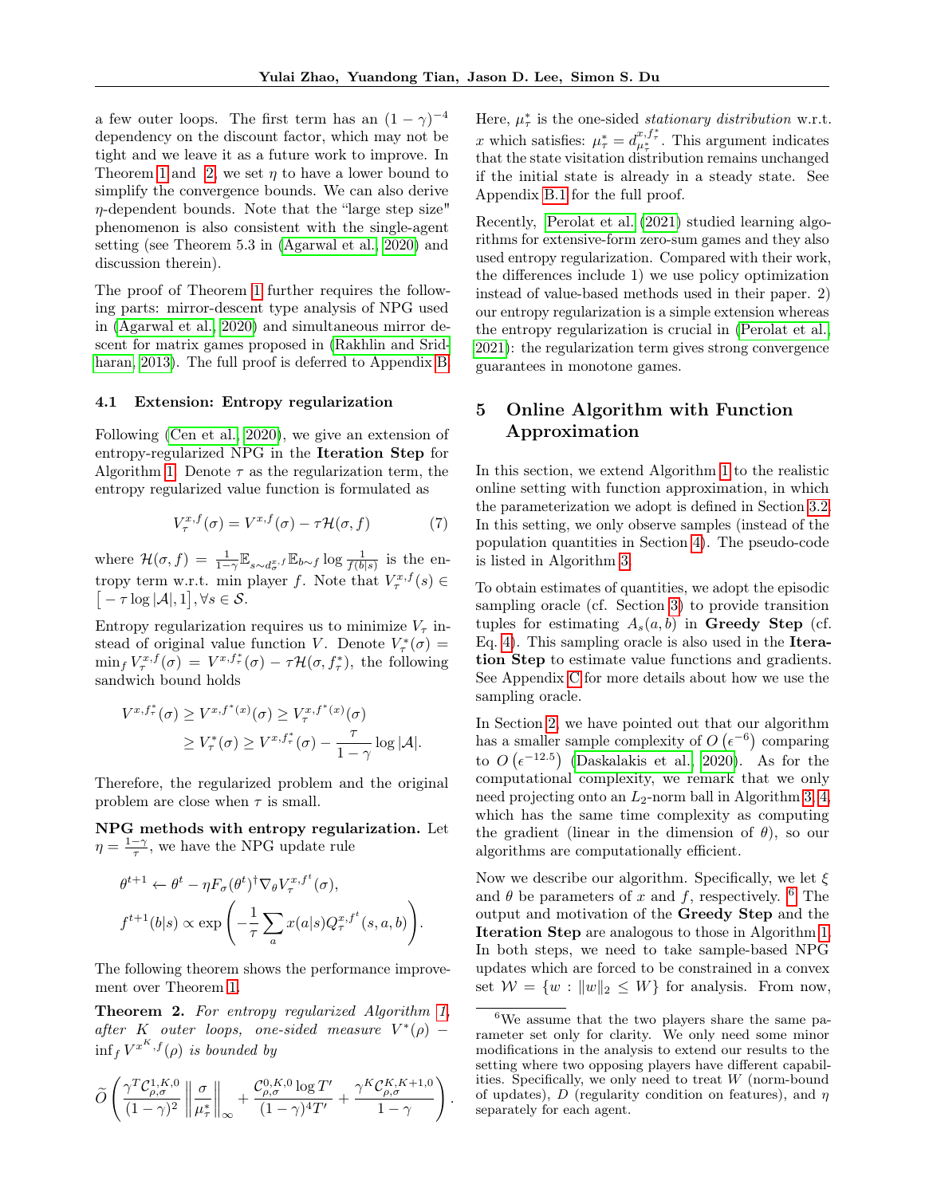a few outer loops. The first term has an $(1-\gamma)^{-4}$ dependency on the discount factor, which may not be tight and we leave it as a future work to improve. In Theorem 1 and 2, we set $\eta$ to have a lower bound to simplify the convergence bounds. We can also derive $\eta$-dependent bounds. Note that the "large step size" phenomenon is also consistent with the single-agent setting (see Theorem 5.3 in (Agarwal et al., 2020) and discussion therein).

The proof of Theorem 1 further requires the following parts: mirror-descent type analysis of NPG used in (Agarwal et al., 2020) and simultaneous mirror descent for matrix games proposed in (Rakhlin and Sridharan, 2013). The full proof is deferred to Appendix B.

### 4.1 Extension: Entropy regularization

Following (Cen et al., 2020), we give an extension of entropy-regularized NPG in the **Iteration Step** for Algorithm 1. Denote $\tau$ as the regularization term, the entropy regularized value function is formulated as

$$V_\tau^{x,f}(\sigma) = V^{x,f}(\sigma) - \tau\mathcal{H}(\sigma, f) \tag{7}$$

where $\mathcal{H}(\sigma, f) = \frac{1}{1-\gamma}\mathbb{E}_{s\sim d_\sigma^{x,f}}\mathbb{E}_{b\sim f}\log\frac{1}{f(b|s)}$ is the entropy term w.r.t. min player $f$. Note that $V_\tau^{x,f}(s) \in \left[-\tau\log|\mathcal{A}|, 1\right], \forall s \in \mathcal{S}$.

Entropy regularization requires us to minimize $V_\tau$ instead of original value function $V$. Denote $V_\tau^*(\sigma) = \min_f V_\tau^{x,f}(\sigma) = V^{x,f_\tau^*}(\sigma) - \tau\mathcal{H}(\sigma, f_\tau^*)$, the following sandwich bound holds

$$\begin{aligned}
V^{x,f_\tau^*}(\sigma) &\geq V^{x,f^*(x)}(\sigma) \geq V_\tau^{x,f^*(x)}(\sigma) \\
&\geq V_\tau^*(\sigma) \geq V^{x,f_\tau^*}(\sigma) - \frac{\tau}{1-\gamma}\log|\mathcal{A}|.
\end{aligned}$$

Therefore, the regularized problem and the original problem are close when $\tau$ is small.

**NPG methods with entropy regularization.** Let $\eta = \frac{1-\gamma}{\tau}$, we have the NPG update rule

$$\begin{aligned}
&\theta^{t+1} \leftarrow \theta^t - \eta F_\sigma(\theta^t)^\dagger \nabla_\theta V_\tau^{x,f^t}(\sigma), \\
&f^{t+1}(b|s) \propto \exp\left(-\frac{1}{\tau}\sum_a x(a|s)Q_\tau^{x,f^t}(s,a,b)\right).
\end{aligned}$$

The following theorem shows the performance improvement over Theorem 1.

**Theorem 2.** *For entropy regularized Algorithm 1, after $K$ outer loops, one-sided measure $V^*(\rho) - \inf_f V^{x^K,f}(\rho)$ is bounded by*

$$\widetilde{O}\left(\frac{\gamma^T\mathcal{C}_{\rho,\sigma}^{1,K,0}}{(1-\gamma)^2}\left\|\frac{\sigma}{\mu_\tau^*}\right\|_\infty + \frac{\mathcal{C}_{\rho,\sigma}^{0,K,0}\log T'}{(1-\gamma)^4 T'} + \frac{\gamma^K\mathcal{C}_{\rho,\sigma}^{K,K+1,0}}{1-\gamma}\right).$$

Here, $\mu_\tau^*$ is the one-sided *stationary distribution* w.r.t. $x$ which satisfies: $\mu_\tau^* = d_{\mu_\tau^*}^{x,f_\tau^*}$. This argument indicates that the state visitation distribution remains unchanged if the initial state is already in a steady state. See Appendix B.1 for the full proof.

Recently, Perolat et al. (2021) studied learning algorithms for extensive-form zero-sum games and they also used entropy regularization. Compared with their work, the differences include 1) we use policy optimization instead of value-based methods used in their paper. 2) our entropy regularization is a simple extension whereas the entropy regularization is crucial in (Perolat et al., 2021): the regularization term gives strong convergence guarantees in monotone games.

## 5 Online Algorithm with Function Approximation

In this section, we extend Algorithm 1 to the realistic online setting with function approximation, in which the parameterization we adopt is defined in Section 3.2. In this setting, we only observe samples (instead of the population quantities in Section 4). The pseudo-code is listed in Algorithm 3.

To obtain estimates of quantities, we adopt the episodic sampling oracle (cf. Section 3) to provide transition tuples for estimating $A_s(a,b)$ in **Greedy Step** (cf. Eq. 4). This sampling oracle is also used in the **Iteration Step** to estimate value functions and gradients. See Appendix C for more details about how we use the sampling oracle.

In Section 2, we have pointed out that our algorithm has a smaller sample complexity of $O\left(\epsilon^{-6}\right)$ comparing to $O\left(\epsilon^{-12.5}\right)$ (Daskalakis et al., 2020). As for the computational complexity, we remark that we only need projecting onto an $L_2$-norm ball in Algorithm 3, 4, which has the same time complexity as computing the gradient (linear in the dimension of $\theta$), so our algorithms are computationally efficient.

Now we describe our algorithm. Specifically, we let $\xi$ and $\theta$ be parameters of $x$ and $f$, respectively. [6] The output and motivation of the **Greedy Step** and the **Iteration Step** are analogous to those in Algorithm 1. In both steps, we need to take sample-based NPG updates which are forced to be constrained in a convex set $\mathcal{W} = \{w : \|w\|_2 \leq W\}$ for analysis. From now,

[6] We assume that the two players share the same parameter set only for clarity. We only need some minor modifications in the analysis to extend our results to the setting where two opposing players have different capabilities. Specifically, we only need to treat $W$ (norm-bound of updates), $D$ (regularity condition on features), and $\eta$ separately for each agent.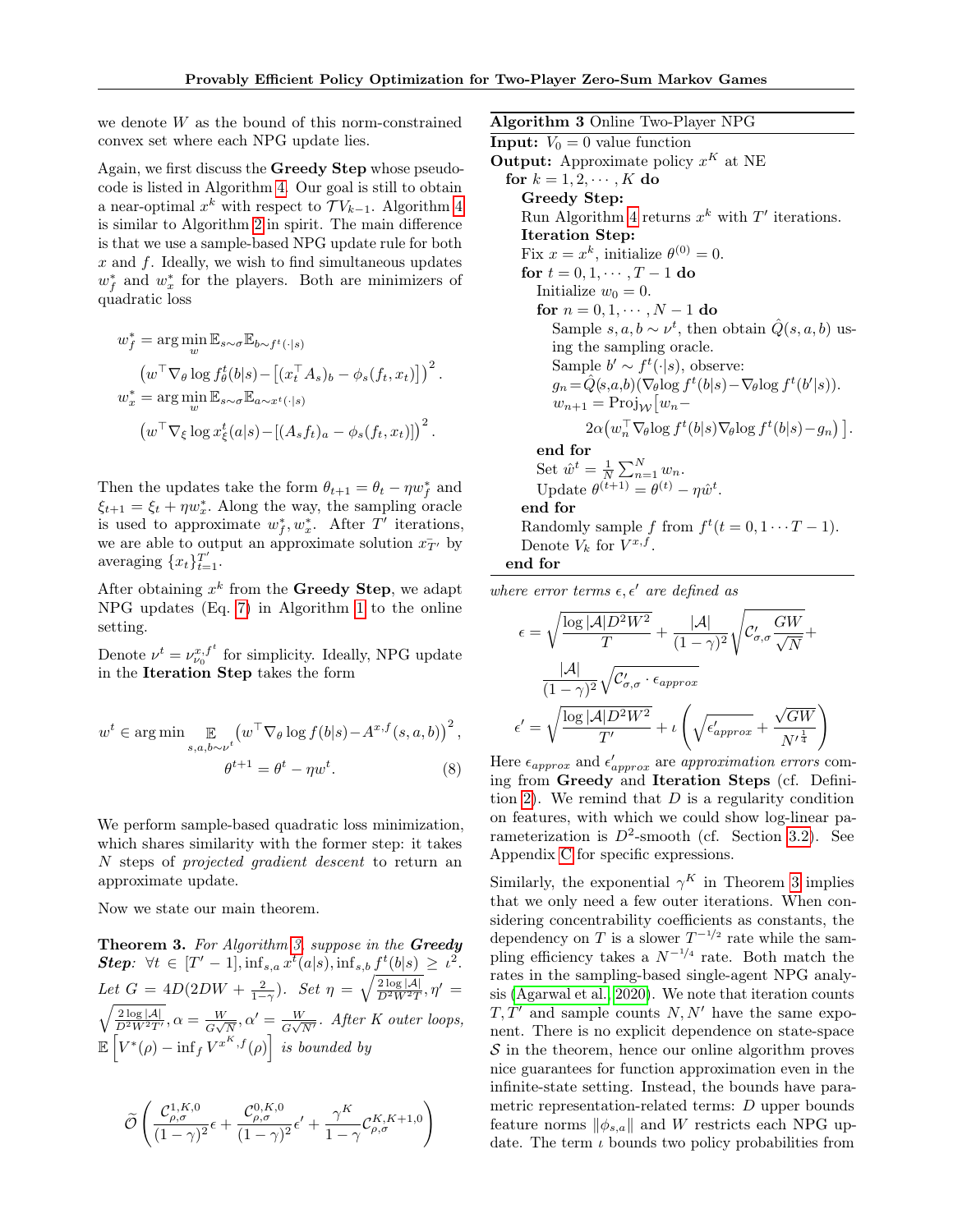we denote $W$ as the bound of this norm-constrained convex set where each NPG update lies.

Again, we first discuss the **Greedy Step** whose pseudocode is listed in Algorithm 4. Our goal is still to obtain a near-optimal $x^k$ with respect to $\mathcal{T}V_{k-1}$. Algorithm 4 is similar to Algorithm 2 in spirit. The main difference is that we use a sample-based NPG update rule for both $x$ and $f$. Ideally, we wish to find simultaneous updates $w_f^*$ and $w_x^*$ for the players. Both are minimizers of quadratic loss

$$
\begin{aligned}
w_f^* &= \arg\min_w \mathbb{E}_{s\sim\sigma}\mathbb{E}_{b\sim f^t(\cdot|s)} \\
&\quad \left(w^\top \nabla_\theta \log f_\theta^t(b|s) - \left[(x_t^\top A_s)_b - \phi_s(f_t, x_t)\right]\right)^2. \\
w_x^* &= \arg\min_w \mathbb{E}_{s\sim\sigma}\mathbb{E}_{a\sim x^t(\cdot|s)} \\
&\quad \left(w^\top \nabla_\xi \log x_\xi^t(a|s) - \left[(A_s f_t)_a - \phi_s(f_t, x_t)\right]\right)^2.
\end{aligned}
$$

Then the updates take the form $\theta_{t+1} = \theta_t - \eta w_f^*$ and $\xi_{t+1} = \xi_t + \eta w_x^*$. Along the way, the sampling oracle is used to approximate $w_f^*, w_x^*$. After $T'$ iterations, we are able to output an approximate solution $\bar{x_{T'}}$ by averaging $\{x_t\}_{t=1}^{T'}$.

After obtaining $x^k$ from the **Greedy Step**, we adapt NPG updates (Eq. 7) in Algorithm 1 to the online setting.

Denote $\nu^t = \nu_{\nu_0}^{x,f^t}$ for simplicity. Ideally, NPG update in the **Iteration Step** takes the form

$$
w^t \in \arg\min \mathop{\mathbb{E}}_{s,a,b\sim\nu^t} \left(w^\top \nabla_\theta \log f(b|s) - A^{x,f}(s,a,b)\right)^2,
$$
$$
\theta^{t+1} = \theta^t - \eta w^t. \tag{8}
$$

We perform sample-based quadratic loss minimization, which shares similarity with the former step: it takes $N$ steps of *projected gradient descent* to return an approximate update.

Now we state our main theorem.

**Theorem 3.** *For Algorithm 3, suppose in the **Greedy Step**: $\forall t \in [T'-1], \inf_{s,a} x^t(a|s), \inf_{s,b} f^t(b|s) \geq \iota^2$. Let $G = 4D(2DW + \frac{2}{1-\gamma})$. Set $\eta = \sqrt{\frac{2\log|\mathcal{A}|}{D^2W^2T}}, \eta' = \sqrt{\frac{2\log|\mathcal{A}|}{D^2W^2T'}}, \alpha = \frac{W}{G\sqrt{N}}, \alpha' = \frac{W}{G\sqrt{N'}}$. After $K$ outer loops, $\mathbb{E}\left[V^*(\rho) - \inf_f V^{x^K,f}(\rho)\right]$ is bounded by*

$$
\widetilde{\mathcal{O}}\left(\frac{\mathcal{C}_{\rho,\sigma}^{1,K,0}}{(1-\gamma)^2}\epsilon + \frac{\mathcal{C}_{\rho,\sigma}^{0,K,0}}{(1-\gamma)^2}\epsilon' + \frac{\gamma^K}{1-\gamma}\mathcal{C}_{\rho,\sigma}^{K,K+1,0}\right)
$$

**Algorithm 3** Online Two-Player NPG

**Input:** $V_0 = 0$ value function
**Output:** Approximate policy $x^K$ at NE
&nbsp;&nbsp;**for** $k = 1, 2, \cdots, K$ **do**
&nbsp;&nbsp;&nbsp;&nbsp;**Greedy Step:**
&nbsp;&nbsp;&nbsp;&nbsp;Run Algorithm 4 returns $x^k$ with $T'$ iterations.
&nbsp;&nbsp;&nbsp;&nbsp;**Iteration Step:**
&nbsp;&nbsp;&nbsp;&nbsp;Fix $x = x^k$, initialize $\theta^{(0)} = 0$.
&nbsp;&nbsp;&nbsp;&nbsp;**for** $t = 0, 1, \cdots, T-1$ **do**
&nbsp;&nbsp;&nbsp;&nbsp;&nbsp;&nbsp;Initialize $w_0 = 0$.
&nbsp;&nbsp;&nbsp;&nbsp;&nbsp;&nbsp;**for** $n = 0, 1, \cdots, N-1$ **do**
&nbsp;&nbsp;&nbsp;&nbsp;&nbsp;&nbsp;&nbsp;&nbsp;Sample $s, a, b \sim \nu^t$, then obtain $\hat{Q}(s,a,b)$ using the sampling oracle.
&nbsp;&nbsp;&nbsp;&nbsp;&nbsp;&nbsp;&nbsp;&nbsp;Sample $b' \sim f^t(\cdot|s)$, observe:
&nbsp;&nbsp;&nbsp;&nbsp;&nbsp;&nbsp;&nbsp;&nbsp;$g_n = \hat{Q}(s,a,b)(\nabla_\theta \log f^t(b|s) - \nabla_\theta \log f^t(b'|s))$.
&nbsp;&nbsp;&nbsp;&nbsp;&nbsp;&nbsp;&nbsp;&nbsp;$w_{n+1} = \mathrm{Proj}_{\mathcal{W}}\left[w_n - 2\alpha\left(w_n^\top \nabla_\theta \log f^t(b|s) \nabla_\theta \log f^t(b|s) - g_n\right)\right]$.
&nbsp;&nbsp;&nbsp;&nbsp;&nbsp;&nbsp;**end for**
&nbsp;&nbsp;&nbsp;&nbsp;&nbsp;&nbsp;Set $\hat{w}^t = \frac{1}{N}\sum_{n=1}^N w_n$.
&nbsp;&nbsp;&nbsp;&nbsp;&nbsp;&nbsp;Update $\theta^{(t+1)} = \theta^{(t)} - \eta \hat{w}^t$.
&nbsp;&nbsp;&nbsp;&nbsp;**end for**
&nbsp;&nbsp;&nbsp;&nbsp;Randomly sample $f$ from $f^t (t = 0, 1 \cdots T-1)$.
&nbsp;&nbsp;&nbsp;&nbsp;Denote $V_k$ for $V^{x,f}$.
&nbsp;&nbsp;**end for**

*where error terms $\epsilon, \epsilon'$ are defined as*

$$
\epsilon = \sqrt{\frac{\log|\mathcal{A}|D^2W^2}{T}} + \frac{|\mathcal{A}|}{(1-\gamma)^2}\sqrt{\mathcal{C}_{\sigma,\sigma}'\frac{GW}{\sqrt{N}}} + \frac{|\mathcal{A}|}{(1-\gamma)^2}\sqrt{\mathcal{C}_{\sigma,\sigma}' \cdot \epsilon_{approx}}
$$
$$
\epsilon' = \sqrt{\frac{\log|\mathcal{A}|D^2W^2}{T'}} + \iota\left(\sqrt{\epsilon_{approx}'} + \frac{\sqrt{GW}}{N'^{\frac{1}{4}}}\right)
$$

Here $\epsilon_{approx}$ and $\epsilon_{approx}'$ are *approximation errors* coming from **Greedy** and **Iteration Steps** (cf. Definition 2). We remind that $D$ is a regularity condition on features, with which we could show log-linear parameterization is $D^2$-smooth (cf. Section 3.2). See Appendix C for specific expressions.

Similarly, the exponential $\gamma^K$ in Theorem 3 implies that we only need a few outer iterations. When considering concentrability coefficients as constants, the dependency on $T$ is a slower $T^{-1/2}$ rate while the sampling efficiency takes a $N^{-1/4}$ rate. Both match the rates in the sampling-based single-agent NPG analysis (Agarwal et al., 2020). We note that iteration counts $T, T'$ and sample counts $N, N'$ have the same exponent. There is no explicit dependence on state-space $\mathcal{S}$ in the theorem, hence our online algorithm proves nice guarantees for function approximation even in the infinite-state setting. Instead, the bounds have parametric representation-related terms: $D$ upper bounds feature norms $\|\phi_{s,a}\|$ and $W$ restricts each NPG update. The term $\iota$ bounds two policy probabilities from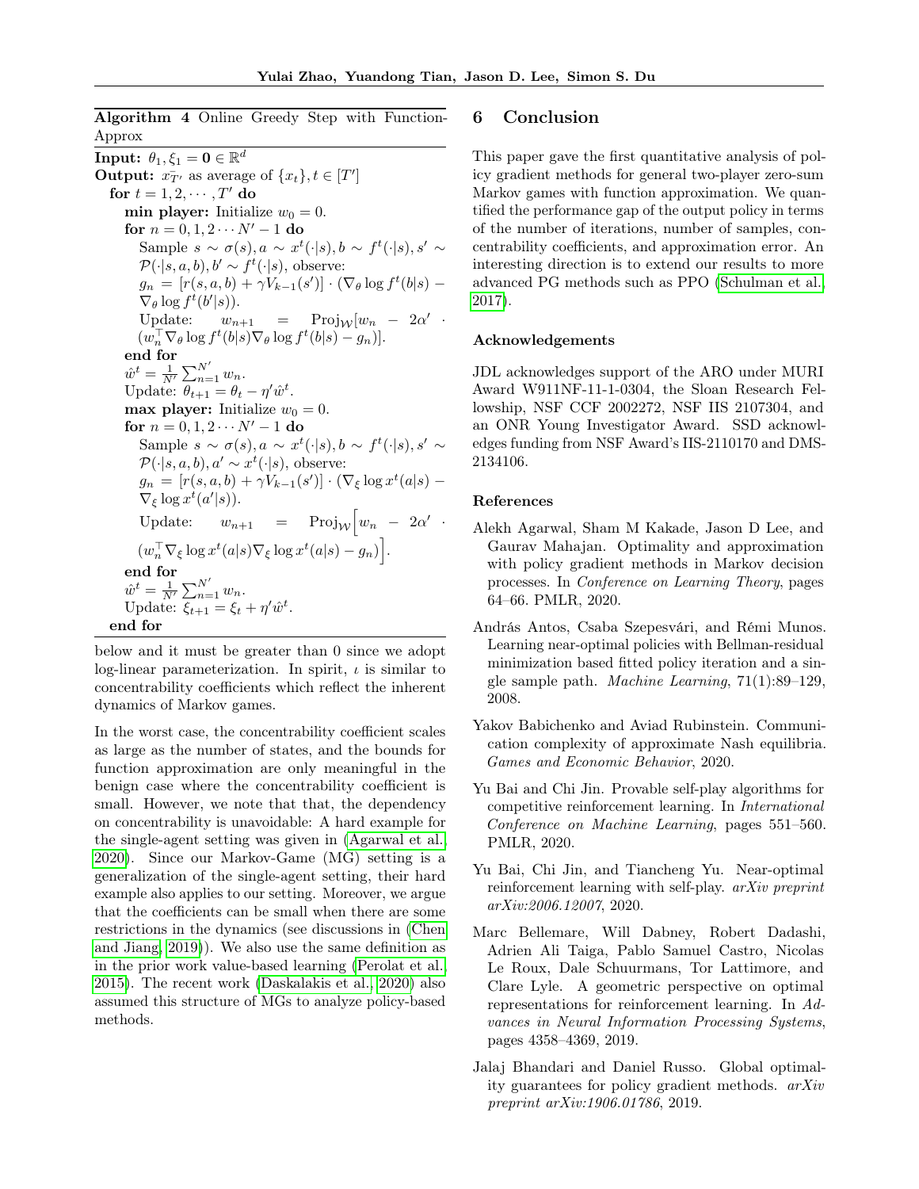**Algorithm 4** Online Greedy Step with Function-Approx

**Input:** $\theta_1, \xi_1 = \mathbf{0} \in \mathbb{R}^d$
**Output:** $\bar{x_{T'}}$ as average of $\{x_t\}, t \in [T']$
**for** $t = 1, 2, \cdots, T'$ **do**
  **min player:** Initialize $w_0 = 0$.
  **for** $n = 0, 1, 2 \cdots N' - 1$ **do**
    Sample $s \sim \sigma(s), a \sim x^t(\cdot|s), b \sim f^t(\cdot|s), s' \sim \mathcal{P}(\cdot|s, a, b), b' \sim f^t(\cdot|s)$, observe:
    $g_n = [r(s, a, b) + \gamma V_{k-1}(s')] \cdot (\nabla_\theta \log f^t(b|s) - \nabla_\theta \log f^t(b'|s))$.
    Update: $w_{n+1} = \text{Proj}_{\mathcal{W}}[w_n - 2\alpha' \cdot (w_n^\top \nabla_\theta \log f^t(b|s) \nabla_\theta \log f^t(b|s) - g_n)]$.
  **end for**
  $\hat{w}^t = \frac{1}{N'} \sum_{n=1}^{N'} w_n$.
  Update: $\theta_{t+1} = \theta_t - \eta' \hat{w}^t$.
  **max player:** Initialize $w_0 = 0$.
  **for** $n = 0, 1, 2 \cdots N' - 1$ **do**
    Sample $s \sim \sigma(s), a \sim x^t(\cdot|s), b \sim f^t(\cdot|s), s' \sim \mathcal{P}(\cdot|s, a, b), a' \sim x^t(\cdot|s)$, observe:
    $g_n = [r(s, a, b) + \gamma V_{k-1}(s')] \cdot (\nabla_\xi \log x^t(a|s) - \nabla_\xi \log x^t(a'|s))$.
    Update: $w_{n+1} = \text{Proj}_{\mathcal{W}}\Big[w_n - 2\alpha' \cdot (w_n^\top \nabla_\xi \log x^t(a|s) \nabla_\xi \log x^t(a|s) - g_n)\Big]$.
  **end for**
  $\hat{w}^t = \frac{1}{N'} \sum_{n=1}^{N'} w_n$.
  Update: $\xi_{t+1} = \xi_t + \eta' \hat{w}^t$.
**end for**

below and it must be greater than 0 since we adopt log-linear parameterization. In spirit, $\iota$ is similar to concentrability coefficients which reflect the inherent dynamics of Markov games.

In the worst case, the concentrability coefficient scales as large as the number of states, and the bounds for function approximation are only meaningful in the benign case where the concentrability coefficient is small. However, we note that that, the dependency on concentrability is unavoidable: A hard example for the single-agent setting was given in (Agarwal et al., 2020). Since our Markov-Game (MG) setting is a generalization of the single-agent setting, their hard example also applies to our setting. Moreover, we argue that the coefficients can be small when there are some restrictions in the dynamics (see discussions in (Chen and Jiang, 2019)). We also use the same definition as in the prior work value-based learning (Perolat et al., 2015). The recent work (Daskalakis et al., 2020) also assumed this structure of MGs to analyze policy-based methods.

## 6 Conclusion

This paper gave the first quantitative analysis of policy gradient methods for general two-player zero-sum Markov games with function approximation. We quantified the performance gap of the output policy in terms of the number of iterations, number of samples, concentrability coefficients, and approximation error. An interesting direction is to extend our results to more advanced PG methods such as PPO (Schulman et al., 2017).

### Acknowledgements

JDL acknowledges support of the ARO under MURI Award W911NF-11-1-0304, the Sloan Research Fellowship, NSF CCF 2002272, NSF IIS 2107304, and an ONR Young Investigator Award. SSD acknowledges funding from NSF Award's IIS-2110170 and DMS-2134106.

### References

Alekh Agarwal, Sham M Kakade, Jason D Lee, and Gaurav Mahajan. Optimality and approximation with policy gradient methods in Markov decision processes. In *Conference on Learning Theory*, pages 64–66. PMLR, 2020.

András Antos, Csaba Szepesvári, and Rémi Munos. Learning near-optimal policies with Bellman-residual minimization based fitted policy iteration and a single sample path. *Machine Learning*, 71(1):89–129, 2008.

Yakov Babichenko and Aviad Rubinstein. Communication complexity of approximate Nash equilibria. *Games and Economic Behavior*, 2020.

Yu Bai and Chi Jin. Provable self-play algorithms for competitive reinforcement learning. In *International Conference on Machine Learning*, pages 551–560. PMLR, 2020.

Yu Bai, Chi Jin, and Tiancheng Yu. Near-optimal reinforcement learning with self-play. *arXiv preprint arXiv:2006.12007*, 2020.

Marc Bellemare, Will Dabney, Robert Dadashi, Adrien Ali Taiga, Pablo Samuel Castro, Nicolas Le Roux, Dale Schuurmans, Tor Lattimore, and Clare Lyle. A geometric perspective on optimal representations for reinforcement learning. In *Advances in Neural Information Processing Systems*, pages 4358–4369, 2019.

Jalaj Bhandari and Daniel Russo. Global optimality guarantees for policy gradient methods. *arXiv preprint arXiv:1906.01786*, 2019.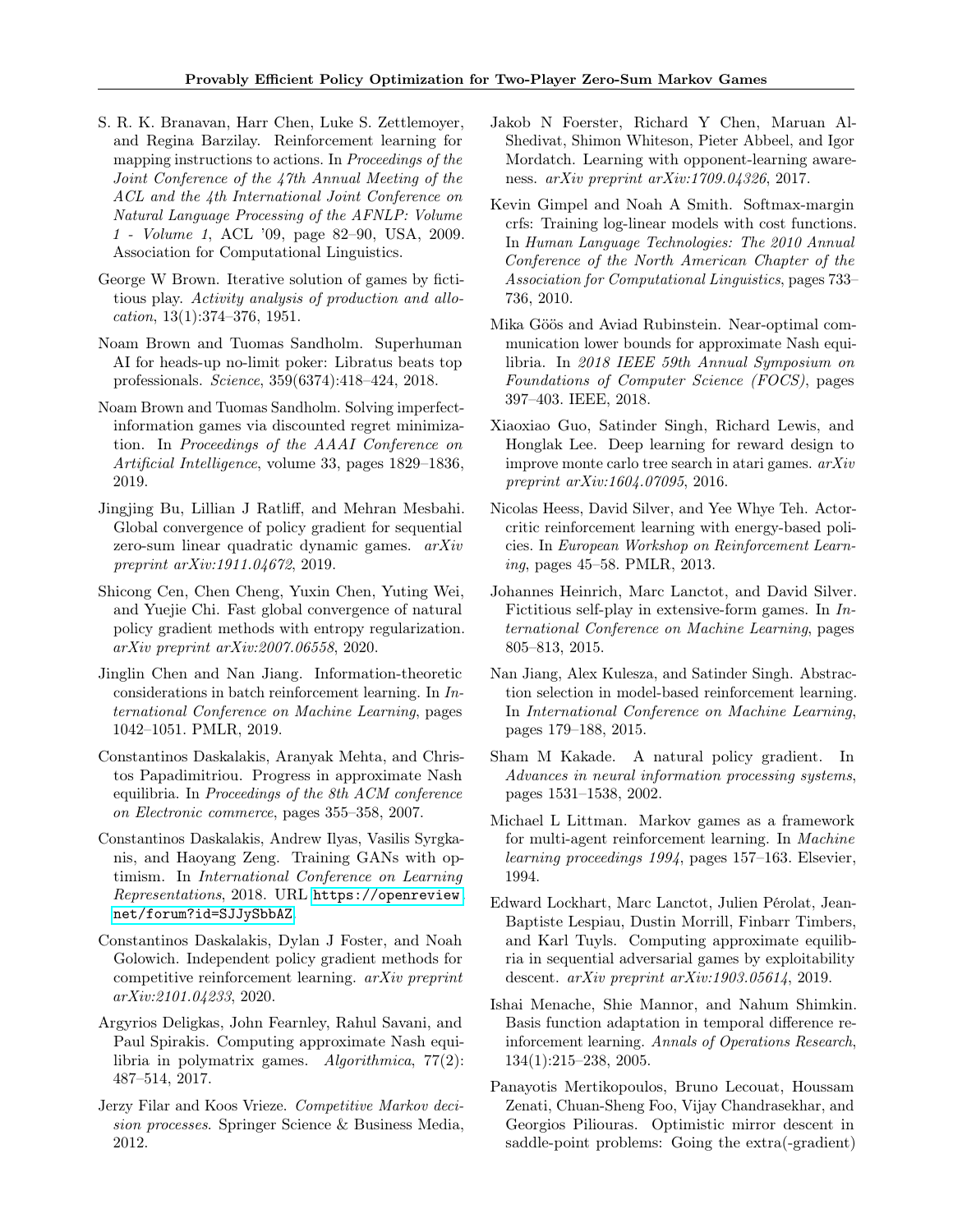S. R. K. Branavan, Harr Chen, Luke S. Zettlemoyer, and Regina Barzilay. Reinforcement learning for mapping instructions to actions. In *Proceedings of the Joint Conference of the 47th Annual Meeting of the ACL and the 4th International Joint Conference on Natural Language Processing of the AFNLP: Volume 1 - Volume 1*, ACL '09, page 82–90, USA, 2009. Association for Computational Linguistics.

George W Brown. Iterative solution of games by fictitious play. *Activity analysis of production and allocation*, 13(1):374–376, 1951.

Noam Brown and Tuomas Sandholm. Superhuman AI for heads-up no-limit poker: Libratus beats top professionals. *Science*, 359(6374):418–424, 2018.

Noam Brown and Tuomas Sandholm. Solving imperfect-information games via discounted regret minimization. In *Proceedings of the AAAI Conference on Artificial Intelligence*, volume 33, pages 1829–1836, 2019.

Jingjing Bu, Lillian J Ratliff, and Mehran Mesbahi. Global convergence of policy gradient for sequential zero-sum linear quadratic dynamic games. *arXiv preprint arXiv:1911.04672*, 2019.

Shicong Cen, Chen Cheng, Yuxin Chen, Yuting Wei, and Yuejie Chi. Fast global convergence of natural policy gradient methods with entropy regularization. *arXiv preprint arXiv:2007.06558*, 2020.

Jinglin Chen and Nan Jiang. Information-theoretic considerations in batch reinforcement learning. In *International Conference on Machine Learning*, pages 1042–1051. PMLR, 2019.

Constantinos Daskalakis, Aranyak Mehta, and Christos Papadimitriou. Progress in approximate Nash equilibria. In *Proceedings of the 8th ACM conference on Electronic commerce*, pages 355–358, 2007.

Constantinos Daskalakis, Andrew Ilyas, Vasilis Syrgkanis, and Haoyang Zeng. Training GANs with optimism. In *International Conference on Learning Representations*, 2018. URL https://openreview.net/forum?id=SJJySbbAZ.

Constantinos Daskalakis, Dylan J Foster, and Noah Golowich. Independent policy gradient methods for competitive reinforcement learning. *arXiv preprint arXiv:2101.04233*, 2020.

Argyrios Deligkas, John Fearnley, Rahul Savani, and Paul Spirakis. Computing approximate Nash equilibria in polymatrix games. *Algorithmica*, 77(2): 487–514, 2017.

Jerzy Filar and Koos Vrieze. *Competitive Markov decision processes*. Springer Science & Business Media, 2012.

Jakob N Foerster, Richard Y Chen, Maruan Al-Shedivat, Shimon Whiteson, Pieter Abbeel, and Igor Mordatch. Learning with opponent-learning awareness. *arXiv preprint arXiv:1709.04326*, 2017.

Kevin Gimpel and Noah A Smith. Softmax-margin crfs: Training log-linear models with cost functions. In *Human Language Technologies: The 2010 Annual Conference of the North American Chapter of the Association for Computational Linguistics*, pages 733–736, 2010.

Mika Göös and Aviad Rubinstein. Near-optimal communication lower bounds for approximate Nash equilibria. In *2018 IEEE 59th Annual Symposium on Foundations of Computer Science (FOCS)*, pages 397–403. IEEE, 2018.

Xiaoxiao Guo, Satinder Singh, Richard Lewis, and Honglak Lee. Deep learning for reward design to improve monte carlo tree search in atari games. *arXiv preprint arXiv:1604.07095*, 2016.

Nicolas Heess, David Silver, and Yee Whye Teh. Actor-critic reinforcement learning with energy-based policies. In *European Workshop on Reinforcement Learning*, pages 45–58. PMLR, 2013.

Johannes Heinrich, Marc Lanctot, and David Silver. Fictitious self-play in extensive-form games. In *International Conference on Machine Learning*, pages 805–813, 2015.

Nan Jiang, Alex Kulesza, and Satinder Singh. Abstraction selection in model-based reinforcement learning. In *International Conference on Machine Learning*, pages 179–188, 2015.

Sham M Kakade. A natural policy gradient. In *Advances in neural information processing systems*, pages 1531–1538, 2002.

Michael L Littman. Markov games as a framework for multi-agent reinforcement learning. In *Machine learning proceedings 1994*, pages 157–163. Elsevier, 1994.

Edward Lockhart, Marc Lanctot, Julien Pérolat, Jean-Baptiste Lespiau, Dustin Morrill, Finbarr Timbers, and Karl Tuyls. Computing approximate equilibria in sequential adversarial games by exploitability descent. *arXiv preprint arXiv:1903.05614*, 2019.

Ishai Menache, Shie Mannor, and Nahum Shimkin. Basis function adaptation in temporal difference reinforcement learning. *Annals of Operations Research*, 134(1):215–238, 2005.

Panayotis Mertikopoulos, Bruno Lecouat, Houssam Zenati, Chuan-Sheng Foo, Vijay Chandrasekhar, and Georgios Piliouras. Optimistic mirror descent in saddle-point problems: Going the extra(-gradient)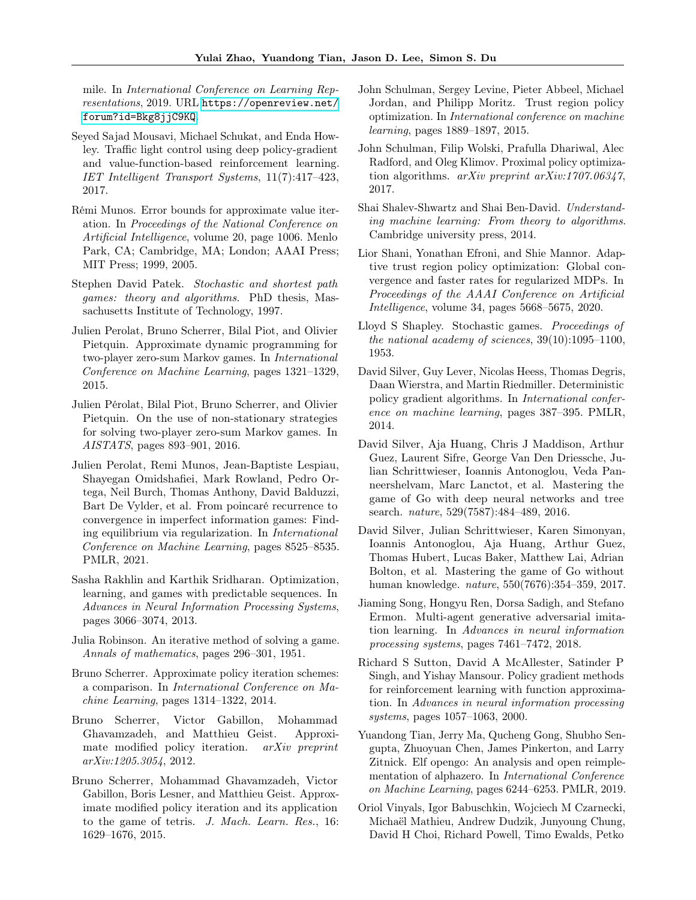mile. In *International Conference on Learning Representations*, 2019. URL https://openreview.net/forum?id=Bkg8jjC9KQ.

Seyed Sajad Mousavi, Michael Schukat, and Enda Howley. Traffic light control using deep policy-gradient and value-function-based reinforcement learning. *IET Intelligent Transport Systems*, 11(7):417–423, 2017.

Rémi Munos. Error bounds for approximate value iteration. In *Proceedings of the National Conference on Artificial Intelligence*, volume 20, page 1006. Menlo Park, CA; Cambridge, MA; London; AAAI Press; MIT Press; 1999, 2005.

Stephen David Patek. *Stochastic and shortest path games: theory and algorithms*. PhD thesis, Massachusetts Institute of Technology, 1997.

Julien Perolat, Bruno Scherrer, Bilal Piot, and Olivier Pietquin. Approximate dynamic programming for two-player zero-sum Markov games. In *International Conference on Machine Learning*, pages 1321–1329, 2015.

Julien Pérolat, Bilal Piot, Bruno Scherrer, and Olivier Pietquin. On the use of non-stationary strategies for solving two-player zero-sum Markov games. In *AISTATS*, pages 893–901, 2016.

Julien Perolat, Remi Munos, Jean-Baptiste Lespiau, Shayegan Omidshafiei, Mark Rowland, Pedro Ortega, Neil Burch, Thomas Anthony, David Balduzzi, Bart De Vylder, et al. From poincaré recurrence to convergence in imperfect information games: Finding equilibrium via regularization. In *International Conference on Machine Learning*, pages 8525–8535. PMLR, 2021.

Sasha Rakhlin and Karthik Sridharan. Optimization, learning, and games with predictable sequences. In *Advances in Neural Information Processing Systems*, pages 3066–3074, 2013.

Julia Robinson. An iterative method of solving a game. *Annals of mathematics*, pages 296–301, 1951.

Bruno Scherrer. Approximate policy iteration schemes: a comparison. In *International Conference on Machine Learning*, pages 1314–1322, 2014.

Bruno Scherrer, Victor Gabillon, Mohammad Ghavamzadeh, and Matthieu Geist. Approximate modified policy iteration. *arXiv preprint arXiv:1205.3054*, 2012.

Bruno Scherrer, Mohammad Ghavamzadeh, Victor Gabillon, Boris Lesner, and Matthieu Geist. Approximate modified policy iteration and its application to the game of tetris. *J. Mach. Learn. Res.*, 16: 1629–1676, 2015.

John Schulman, Sergey Levine, Pieter Abbeel, Michael Jordan, and Philipp Moritz. Trust region policy optimization. In *International conference on machine learning*, pages 1889–1897, 2015.

John Schulman, Filip Wolski, Prafulla Dhariwal, Alec Radford, and Oleg Klimov. Proximal policy optimization algorithms. *arXiv preprint arXiv:1707.06347*, 2017.

Shai Shalev-Shwartz and Shai Ben-David. *Understanding machine learning: From theory to algorithms*. Cambridge university press, 2014.

Lior Shani, Yonathan Efroni, and Shie Mannor. Adaptive trust region policy optimization: Global convergence and faster rates for regularized MDPs. In *Proceedings of the AAAI Conference on Artificial Intelligence*, volume 34, pages 5668–5675, 2020.

Lloyd S Shapley. Stochastic games. *Proceedings of the national academy of sciences*, 39(10):1095–1100, 1953.

David Silver, Guy Lever, Nicolas Heess, Thomas Degris, Daan Wierstra, and Martin Riedmiller. Deterministic policy gradient algorithms. In *International conference on machine learning*, pages 387–395. PMLR, 2014.

David Silver, Aja Huang, Chris J Maddison, Arthur Guez, Laurent Sifre, George Van Den Driessche, Julian Schrittwieser, Ioannis Antonoglou, Veda Panneershelvam, Marc Lanctot, et al. Mastering the game of Go with deep neural networks and tree search. *nature*, 529(7587):484–489, 2016.

David Silver, Julian Schrittwieser, Karen Simonyan, Ioannis Antonoglou, Aja Huang, Arthur Guez, Thomas Hubert, Lucas Baker, Matthew Lai, Adrian Bolton, et al. Mastering the game of Go without human knowledge. *nature*, 550(7676):354–359, 2017.

Jiaming Song, Hongyu Ren, Dorsa Sadigh, and Stefano Ermon. Multi-agent generative adversarial imitation learning. In *Advances in neural information processing systems*, pages 7461–7472, 2018.

Richard S Sutton, David A McAllester, Satinder P Singh, and Yishay Mansour. Policy gradient methods for reinforcement learning with function approximation. In *Advances in neural information processing systems*, pages 1057–1063, 2000.

Yuandong Tian, Jerry Ma, Qucheng Gong, Shubho Sengupta, Zhuoyuan Chen, James Pinkerton, and Larry Zitnick. Elf opengo: An analysis and open reimplementation of alphazero. In *International Conference on Machine Learning*, pages 6244–6253. PMLR, 2019.

Oriol Vinyals, Igor Babuschkin, Wojciech M Czarnecki, Michaël Mathieu, Andrew Dudzik, Junyoung Chung, David H Choi, Richard Powell, Timo Ewalds, Petko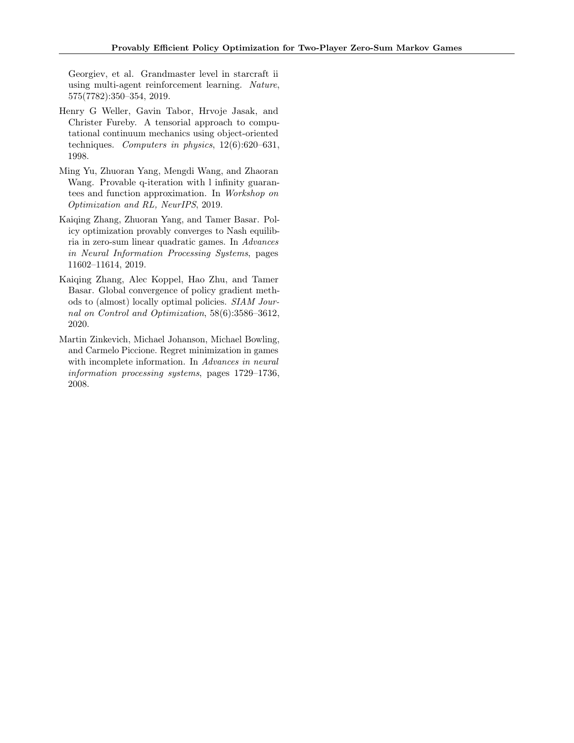Georgiev, et al. Grandmaster level in starcraft ii using multi-agent reinforcement learning. *Nature*, 575(7782):350–354, 2019.

Henry G Weller, Gavin Tabor, Hrvoje Jasak, and Christer Fureby. A tensorial approach to computational continuum mechanics using object-oriented techniques. *Computers in physics*, 12(6):620–631, 1998.

Ming Yu, Zhuoran Yang, Mengdi Wang, and Zhaoran Wang. Provable q-iteration with l infinity guarantees and function approximation. In *Workshop on Optimization and RL, NeurIPS*, 2019.

Kaiqing Zhang, Zhuoran Yang, and Tamer Basar. Policy optimization provably converges to Nash equilibria in zero-sum linear quadratic games. In *Advances in Neural Information Processing Systems*, pages 11602–11614, 2019.

Kaiqing Zhang, Alec Koppel, Hao Zhu, and Tamer Basar. Global convergence of policy gradient methods to (almost) locally optimal policies. *SIAM Journal on Control and Optimization*, 58(6):3586–3612, 2020.

Martin Zinkevich, Michael Johanson, Michael Bowling, and Carmelo Piccione. Regret minimization in games with incomplete information. In *Advances in neural information processing systems*, pages 1729–1736, 2008.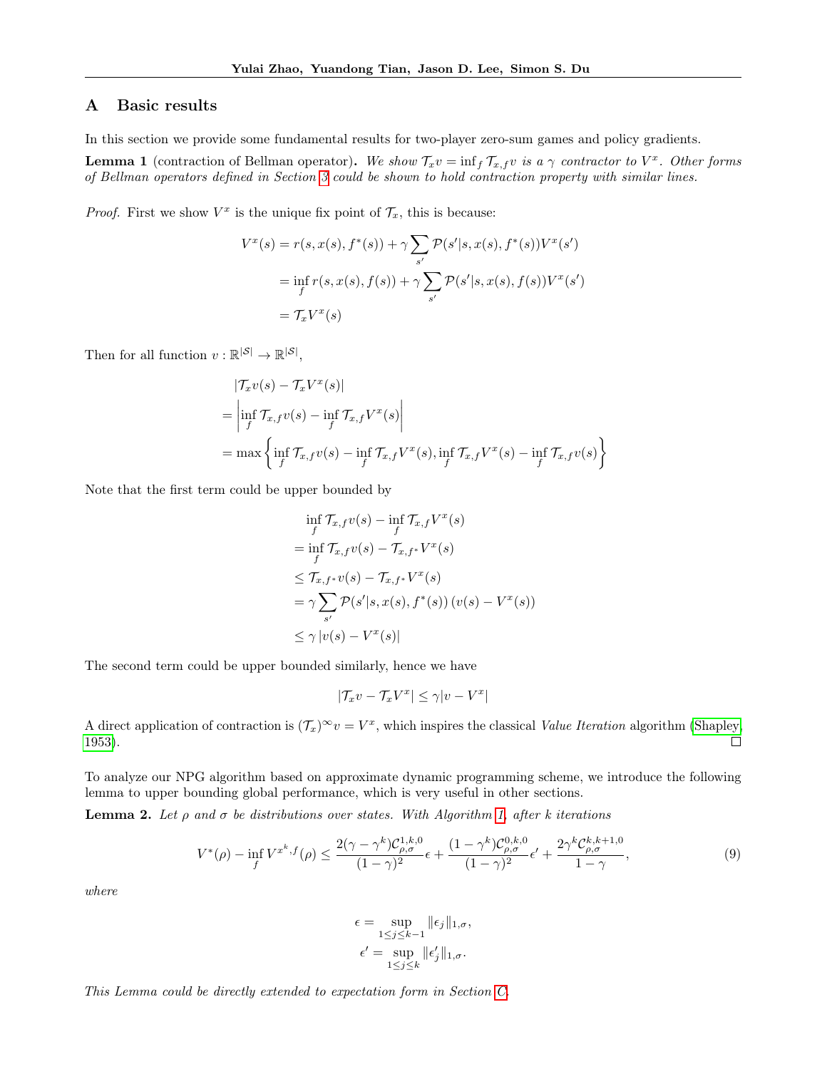## A Basic results

In this section we provide some fundamental results for two-player zero-sum games and policy gradients.

**Lemma 1** (contraction of Bellman operator)**.** *We show $\mathcal{T}_x v = \inf_f \mathcal{T}_{x,f} v$ is a $\gamma$ contractor to $V^x$. Other forms of Bellman operators defined in Section 3 could be shown to hold contraction property with similar lines.*

*Proof.* First we show $V^x$ is the unique fix point of $\mathcal{T}_x$, this is because:

$$
\begin{aligned}
V^x(s) &= r(s, x(s), f^*(s)) + \gamma \sum_{s'} \mathcal{P}(s'|s, x(s), f^*(s)) V^x(s') \\
&= \inf_f r(s, x(s), f(s)) + \gamma \sum_{s'} \mathcal{P}(s'|s, x(s), f(s)) V^x(s') \\
&= \mathcal{T}_x V^x(s)
\end{aligned}
$$

Then for all function $v : \mathbb{R}^{|\mathcal{S}|} \to \mathbb{R}^{|\mathcal{S}|}$,

$$
\begin{aligned}
&|\mathcal{T}_x v(s) - \mathcal{T}_x V^x(s)| \\
=& \left| \inf_f \mathcal{T}_{x,f} v(s) - \inf_f \mathcal{T}_{x,f} V^x(s) \right| \\
=& \max \left\{ \inf_f \mathcal{T}_{x,f} v(s) - \inf_f \mathcal{T}_{x,f} V^x(s), \inf_f \mathcal{T}_{x,f} V^x(s) - \inf_f \mathcal{T}_{x,f} v(s) \right\}
\end{aligned}
$$

Note that the first term could be upper bounded by

$$
\begin{aligned}
&\inf_f \mathcal{T}_{x,f} v(s) - \inf_f \mathcal{T}_{x,f} V^x(s) \\
=& \inf_f \mathcal{T}_{x,f} v(s) - \mathcal{T}_{x,f^*} V^x(s) \\
\le& \mathcal{T}_{x,f^*} v(s) - \mathcal{T}_{x,f^*} V^x(s) \\
=& \gamma \sum_{s'} \mathcal{P}(s'|s, x(s), f^*(s)) \left(v(s) - V^x(s)\right) \\
\le& \gamma \left| v(s) - V^x(s) \right|
\end{aligned}
$$

The second term could be upper bounded similarly, hence we have

$$
|\mathcal{T}_x v - \mathcal{T}_x V^x| \le \gamma |v - V^x|
$$

A direct application of contraction is $(\mathcal{T}_x)^\infty v = V^x$, which inspires the classical *Value Iteration* algorithm (Shapley, 1953). ☐

To analyze our NPG algorithm based on approximate dynamic programming scheme, we introduce the following lemma to upper bounding global performance, which is very useful in other sections.

**Lemma 2.** *Let $\rho$ and $\sigma$ be distributions over states. With Algorithm 1, after $k$ iterations*

$$
V^*(\rho) - \inf_f V^{x^k, f}(\rho) \le \frac{2(\gamma - \gamma^k)\mathcal{C}^{1,k,0}_{\rho,\sigma}}{(1-\gamma)^2}\epsilon + \frac{(1-\gamma^k)\mathcal{C}^{0,k,0}_{\rho,\sigma}}{(1-\gamma)^2}\epsilon' + \frac{2\gamma^k \mathcal{C}^{k,k+1,0}_{\rho,\sigma}}{1-\gamma}, \tag{9}
$$

*where*

$$
\begin{aligned}
\epsilon &= \sup_{1 \le j \le k-1} \|\epsilon_j\|_{1,\sigma}, \\
\epsilon' &= \sup_{1 \le j \le k} \|\epsilon'_j\|_{1,\sigma}.
\end{aligned}
$$

*This Lemma could be directly extended to expectation form in Section C.*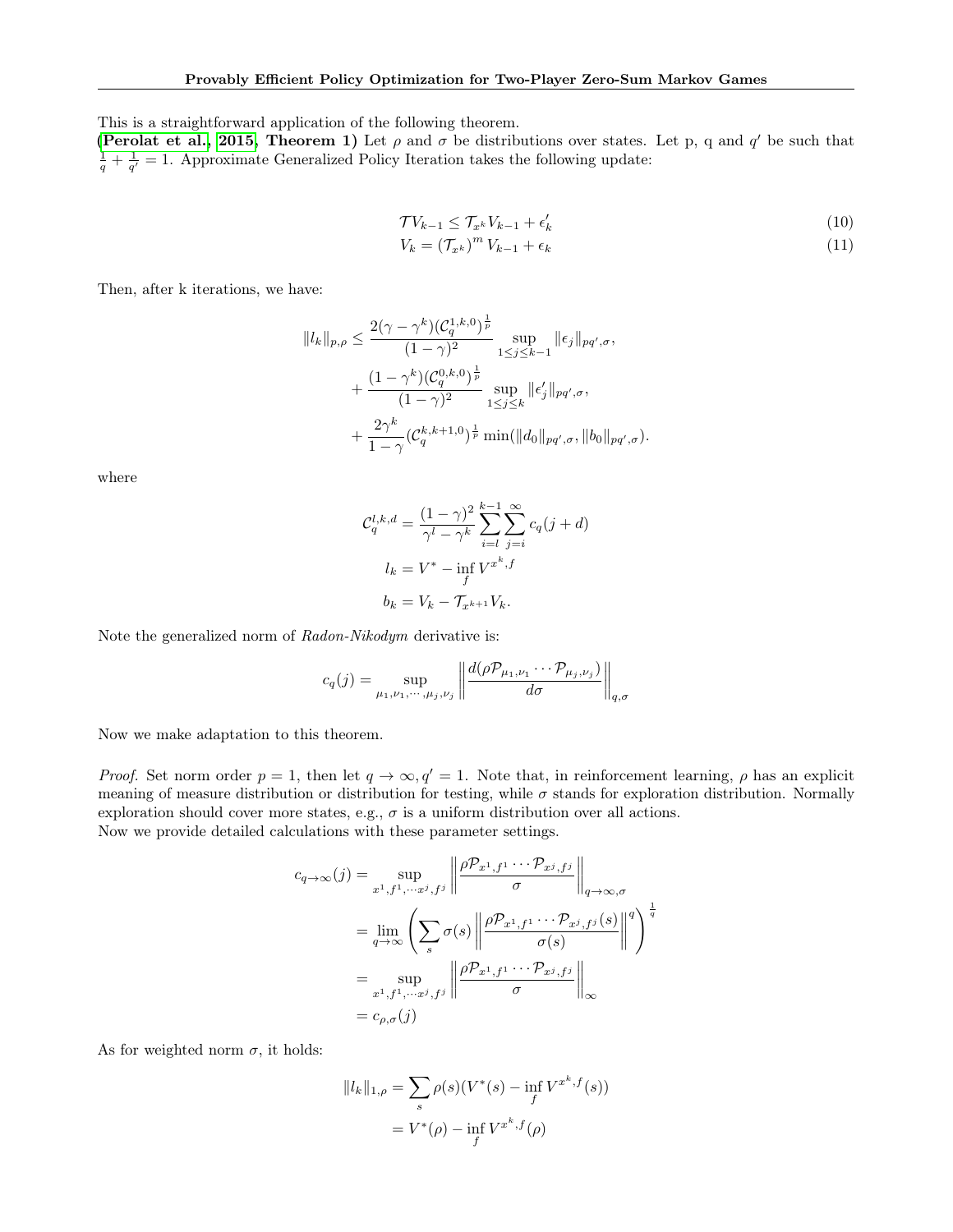This is a straightforward application of the following theorem.

**(Perolat et al., 2015, Theorem 1)** Let $\rho$ and $\sigma$ be distributions over states. Let p, q and $q'$ be such that $\frac{1}{q}+\frac{1}{q'}=1$. Approximate Generalized Policy Iteration takes the following update:

$$\mathcal{T}V_{k-1} \leq \mathcal{T}_{x^k}V_{k-1} + \epsilon'_k \tag{10}$$

$$V_k = \left(\mathcal{T}_{x^k}\right)^m V_{k-1} + \epsilon_k \tag{11}$$

Then, after k iterations, we have:

$$\begin{aligned}
\|l_k\|_{p,\rho} \leq & \frac{2(\gamma-\gamma^k)(\mathcal{C}_q^{1,k,0})^{\frac{1}{p}}}{(1-\gamma)^2} \sup_{1\leq j\leq k-1} \|\epsilon_j\|_{pq',\sigma}, \\
&+ \frac{(1-\gamma^k)(\mathcal{C}_q^{0,k,0})^{\frac{1}{p}}}{(1-\gamma)^2} \sup_{1\leq j\leq k} \|\epsilon'_j\|_{pq',\sigma}, \\
&+ \frac{2\gamma^k}{1-\gamma}(\mathcal{C}_q^{k,k+1,0})^{\frac{1}{p}} \min(\|d_0\|_{pq',\sigma}, \|b_0\|_{pq',\sigma}).
\end{aligned}$$

where

$$\mathcal{C}_q^{l,k,d} = \frac{(1-\gamma)^2}{\gamma^l-\gamma^k}\sum_{i=l}^{k-1}\sum_{j=i}^{\infty} c_q(j+d)$$

$$l_k = V^* - \inf_f V^{x^k,f}$$

$$b_k = V_k - \mathcal{T}_{x^{k+1}}V_k.$$

Note the generalized norm of *Radon-Nikodym* derivative is:

$$c_q(j) = \sup_{\mu_1,\nu_1,\cdots,\mu_j,\nu_j} \left\| \frac{d(\rho\mathcal{P}_{\mu_1,\nu_1}\cdots\mathcal{P}_{\mu_j,\nu_j})}{d\sigma} \right\|_{q,\sigma}$$

Now we make adaptation to this theorem.

*Proof.* Set norm order $p=1$, then let $q\to\infty, q'=1$. Note that, in reinforcement learning, $\rho$ has an explicit meaning of measure distribution or distribution for testing, while $\sigma$ stands for exploration distribution. Normally exploration should cover more states, e.g., $\sigma$ is a uniform distribution over all actions.
Now we provide detailed calculations with these parameter settings.

$$\begin{aligned}
c_{q\to\infty}(j) &= \sup_{x^1,f^1,\cdots x^j,f^j} \left\| \frac{\rho\mathcal{P}_{x^1,f^1}\cdots\mathcal{P}_{x^j,f^j}}{\sigma} \right\|_{q\to\infty,\sigma} \\
&= \lim_{q\to\infty} \left( \sum_s \sigma(s) \left\| \frac{\rho\mathcal{P}_{x^1,f^1}\cdots\mathcal{P}_{x^j,f^j}(s)}{\sigma(s)} \right\|^q \right)^{\frac{1}{q}} \\
&= \sup_{x^1,f^1,\cdots x^j,f^j} \left\| \frac{\rho\mathcal{P}_{x^1,f^1}\cdots\mathcal{P}_{x^j,f^j}}{\sigma} \right\|_{\infty} \\
&= c_{\rho,\sigma}(j)
\end{aligned}$$

As for weighted norm $\sigma$, it holds:

$$\begin{aligned}
\|l_k\|_{1,\rho} &= \sum_s \rho(s)(V^*(s) - \inf_f V^{x^k,f}(s)) \\
&= V^*(\rho) - \inf_f V^{x^k,f}(\rho)
\end{aligned}$$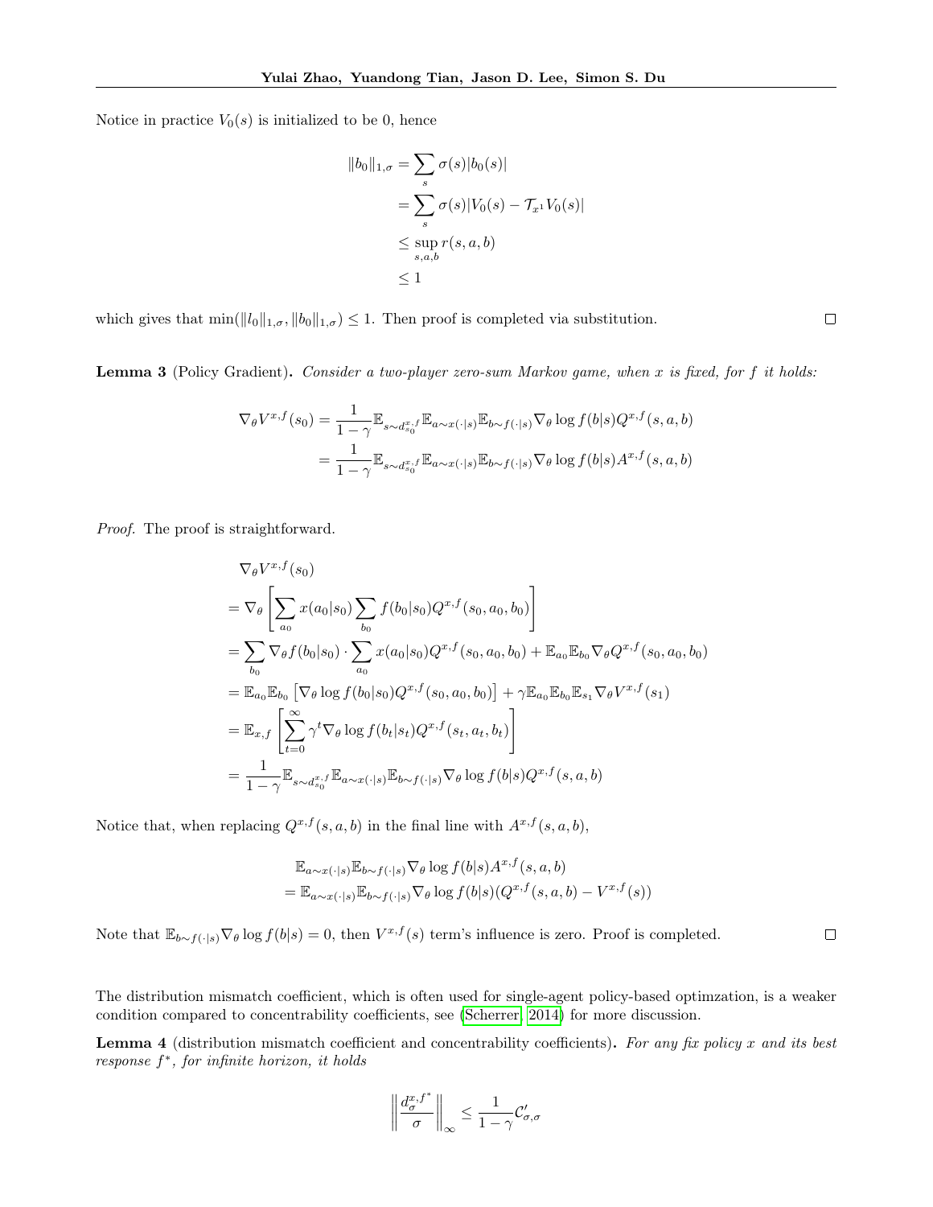Notice in practice $V_0(s)$ is initialized to be 0, hence

$$
\begin{aligned}
\|b_0\|_{1,\sigma} &= \sum_s \sigma(s)|b_0(s)| \\
&= \sum_s \sigma(s)|V_0(s) - \mathcal{T}_{x^1} V_0(s)| \\
&\leq \sup_{s,a,b} r(s,a,b) \\
&\leq 1
\end{aligned}
$$

which gives that $\min(\|l_0\|_{1,\sigma}, \|b_0\|_{1,\sigma}) \leq 1$. Then proof is completed via substitution. □

**Lemma 3** (Policy Gradient). *Consider a two-player zero-sum Markov game, when $x$ is fixed, for $f$ it holds:*

$$
\begin{aligned}
\nabla_\theta V^{x,f}(s_0) &= \frac{1}{1-\gamma} \mathbb{E}_{s \sim d_{s_0}^{x,f}} \mathbb{E}_{a \sim x(\cdot|s)} \mathbb{E}_{b \sim f(\cdot|s)} \nabla_\theta \log f(b|s) Q^{x,f}(s,a,b) \\
&= \frac{1}{1-\gamma} \mathbb{E}_{s \sim d_{s_0}^{x,f}} \mathbb{E}_{a \sim x(\cdot|s)} \mathbb{E}_{b \sim f(\cdot|s)} \nabla_\theta \log f(b|s) A^{x,f}(s,a,b)
\end{aligned}
$$

*Proof.* The proof is straightforward.

$$
\begin{aligned}
&\nabla_\theta V^{x,f}(s_0) \\
&= \nabla_\theta \left[ \sum_{a_0} x(a_0|s_0) \sum_{b_0} f(b_0|s_0) Q^{x,f}(s_0,a_0,b_0) \right] \\
&= \sum_{b_0} \nabla_\theta f(b_0|s_0) \cdot \sum_{a_0} x(a_0|s_0) Q^{x,f}(s_0,a_0,b_0) + \mathbb{E}_{a_0} \mathbb{E}_{b_0} \nabla_\theta Q^{x,f}(s_0,a_0,b_0) \\
&= \mathbb{E}_{a_0} \mathbb{E}_{b_0} \left[ \nabla_\theta \log f(b_0|s_0) Q^{x,f}(s_0,a_0,b_0) \right] + \gamma \mathbb{E}_{a_0} \mathbb{E}_{b_0} \mathbb{E}_{s_1} \nabla_\theta V^{x,f}(s_1) \\
&= \mathbb{E}_{x,f} \left[ \sum_{t=0}^{\infty} \gamma^t \nabla_\theta \log f(b_t|s_t) Q^{x,f}(s_t,a_t,b_t) \right] \\
&= \frac{1}{1-\gamma} \mathbb{E}_{s \sim d_{s_0}^{x,f}} \mathbb{E}_{a \sim x(\cdot|s)} \mathbb{E}_{b \sim f(\cdot|s)} \nabla_\theta \log f(b|s) Q^{x,f}(s,a,b)
\end{aligned}
$$

Notice that, when replacing $Q^{x,f}(s,a,b)$ in the final line with $A^{x,f}(s,a,b)$,

$$
\begin{aligned}
&\mathbb{E}_{a \sim x(\cdot|s)} \mathbb{E}_{b \sim f(\cdot|s)} \nabla_\theta \log f(b|s) A^{x,f}(s,a,b) \\
&= \mathbb{E}_{a \sim x(\cdot|s)} \mathbb{E}_{b \sim f(\cdot|s)} \nabla_\theta \log f(b|s) (Q^{x,f}(s,a,b) - V^{x,f}(s))
\end{aligned}
$$

Note that $\mathbb{E}_{b \sim f(\cdot|s)} \nabla_\theta \log f(b|s) = 0$, then $V^{x,f}(s)$ term's influence is zero. Proof is completed. □

The distribution mismatch coefficient, which is often used for single-agent policy-based optimzation, is a weaker condition compared to concentrability coefficients, see (Scherrer, 2014) for more discussion.

**Lemma 4** (distribution mismatch coefficient and concentrability coefficients). *For any fix policy $x$ and its best response $f^*$, for infinite horizon, it holds*

$$
\left\| \frac{d_\sigma^{x,f^*}}{\sigma} \right\|_\infty \leq \frac{1}{1-\gamma} \mathcal{C}'_{\sigma,\sigma}
$$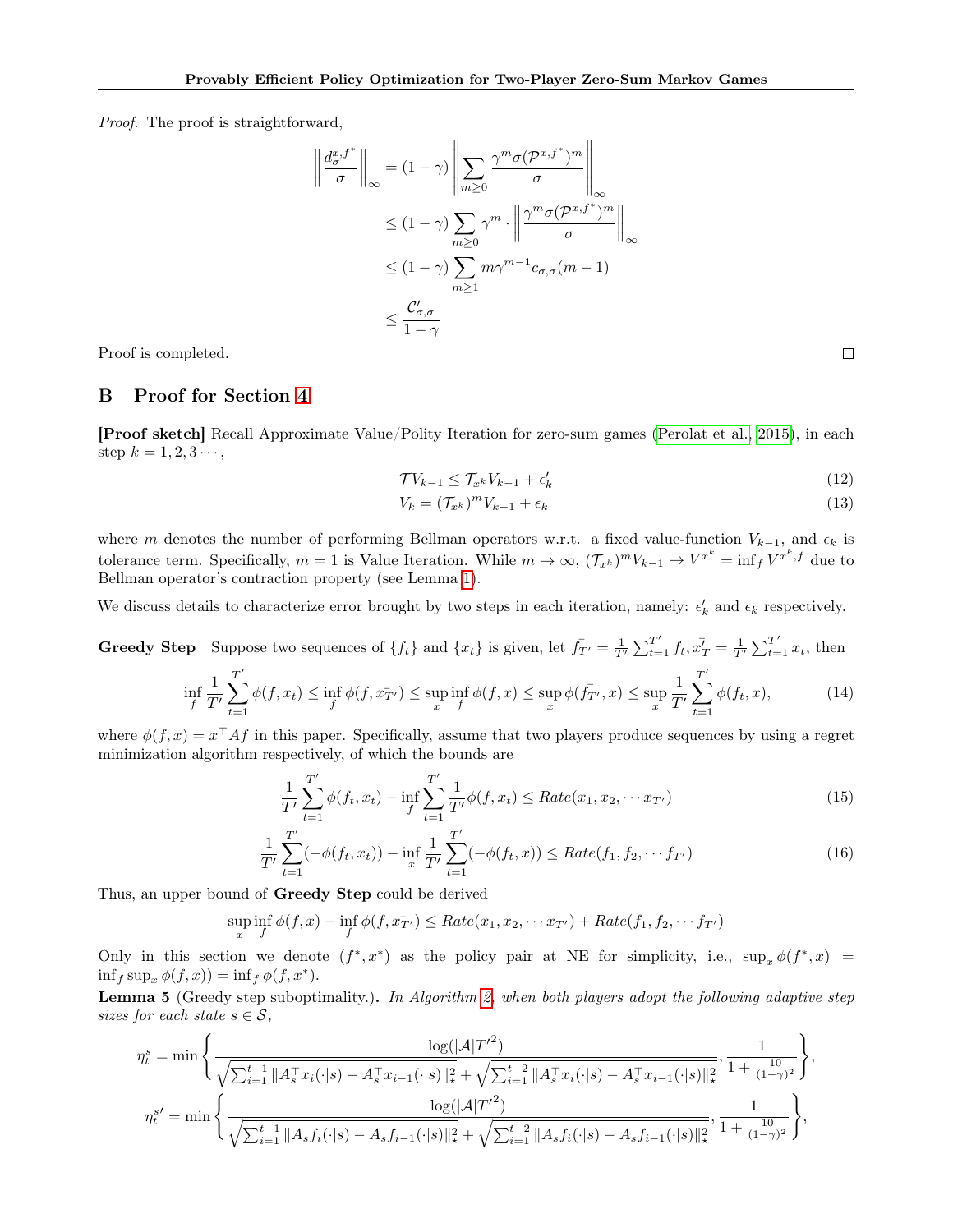*Proof.* The proof is straightforward,

$$
\begin{aligned}
\left\| \frac{d_\sigma^{x,f^*}}{\sigma} \right\|_\infty &= (1-\gamma) \left\| \sum_{m \geq 0} \frac{\gamma^m \sigma (\mathcal{P}^{x,f^*})^m}{\sigma} \right\|_\infty \\
&\leq (1-\gamma) \sum_{m \geq 0} \gamma^m \cdot \left\| \frac{\gamma^m \sigma (\mathcal{P}^{x,f^*})^m}{\sigma} \right\|_\infty \\
&\leq (1-\gamma) \sum_{m \geq 1} m \gamma^{m-1} c_{\sigma,\sigma}(m-1) \\
&\leq \frac{\mathcal{C}'_{\sigma,\sigma}}{1-\gamma}
\end{aligned}
$$

Proof is completed. ∎

## B Proof for Section 4

**[Proof sketch]** Recall Approximate Value/Polity Iteration for zero-sum games (Perolat et al., 2015), in each step $k = 1, 2, 3 \cdots$,

$$
\mathcal{T} V_{k-1} \leq \mathcal{T}_{x^k} V_{k-1} + \epsilon'_k \tag{12}
$$

$$
V_k = (\mathcal{T}_{x^k})^m V_{k-1} + \epsilon_k \tag{13}
$$

where $m$ denotes the number of performing Bellman operators w.r.t. a fixed value-function $V_{k-1}$, and $\epsilon_k$ is tolerance term. Specifically, $m = 1$ is Value Iteration. While $m \to \infty$, $(\mathcal{T}_{x^k})^m V_{k-1} \to V^{x^k} = \inf_f V^{x^k,f}$ due to Bellman operator's contraction property (see Lemma 1).

We discuss details to characterize error brought by two steps in each iteration, namely: $\epsilon'_k$ and $\epsilon_k$ respectively.

**Greedy Step** Suppose two sequences of $\{f_t\}$ and $\{x_t\}$ is given, let $\bar{f_{T'}} = \frac{1}{T'} \sum_{t=1}^{T'} f_t, \bar{x_T} = \frac{1}{T'} \sum_{t=1}^{T'} x_t$, then

$$
\inf_f \frac{1}{T'} \sum_{t=1}^{T'} \phi(f, x_t) \leq \inf_f \phi(f, \bar{x_{T'}}) \leq \sup_x \inf_f \phi(f, x) \leq \sup_x \phi(\bar{f_{T'}}, x) \leq \sup_x \frac{1}{T'} \sum_{t=1}^{T'} \phi(f_t, x), \tag{14}
$$

where $\phi(f, x) = x^\top A f$ in this paper. Specifically, assume that two players produce sequences by using a regret minimization algorithm respectively, of which the bounds are

$$
\frac{1}{T'} \sum_{t=1}^{T'} \phi(f_t, x_t) - \inf_f \sum_{t=1}^{T'} \frac{1}{T'} \phi(f, x_t) \leq Rate(x_1, x_2, \cdots x_{T'}) \tag{15}
$$

$$
\frac{1}{T'} \sum_{t=1}^{T'} (-\phi(f_t, x_t)) - \inf_x \frac{1}{T'} \sum_{t=1}^{T'} (-\phi(f_t, x)) \leq Rate(f_1, f_2, \cdots f_{T'}) \tag{16}
$$

Thus, an upper bound of **Greedy Step** could be derived

$$
\sup_x \inf_f \phi(f, x) - \inf_f \phi(f, \bar{x_{T'}}) \leq Rate(x_1, x_2, \cdots x_{T'}) + Rate(f_1, f_2, \cdots f_{T'})
$$

Only in this section we denote $(f^*, x^*)$ as the policy pair at NE for simplicity, i.e., $\sup_x \phi(f^*, x) = \inf_f \sup_x \phi(f, x)) = \inf_f \phi(f, x^*)$.

**Lemma 5** (Greedy step suboptimality.). *In Algorithm 2, when both players adopt the following adaptive step sizes for each state $s \in \mathcal{S}$,*

$$
\eta_t^s = \min \left\{ \frac{\log(|\mathcal{A}| {T'}^2)}{\sqrt{\sum_{i=1}^{t-1} \|A_s^\top x_i(\cdot|s) - A_s^\top x_{i-1}(\cdot|s)\|_\star^2} + \sqrt{\sum_{i=1}^{t-2} \|A_s^\top x_i(\cdot|s) - A_s^\top x_{i-1}(\cdot|s)\|_\star^2}}, \frac{1}{1 + \frac{10}{(1-\gamma)^2}} \right\},
$$

$$
\eta_t^{s'} = \min \left\{ \frac{\log(|\mathcal{A}| {T'}^2)}{\sqrt{\sum_{i=1}^{t-1} \|A_s f_i(\cdot|s) - A_s f_{i-1}(\cdot|s)\|_\star^2} + \sqrt{\sum_{i=1}^{t-2} \|A_s f_i(\cdot|s) - A_s f_{i-1}(\cdot|s)\|_\star^2}}, \frac{1}{1 + \frac{10}{(1-\gamma)^2}} \right\},
$$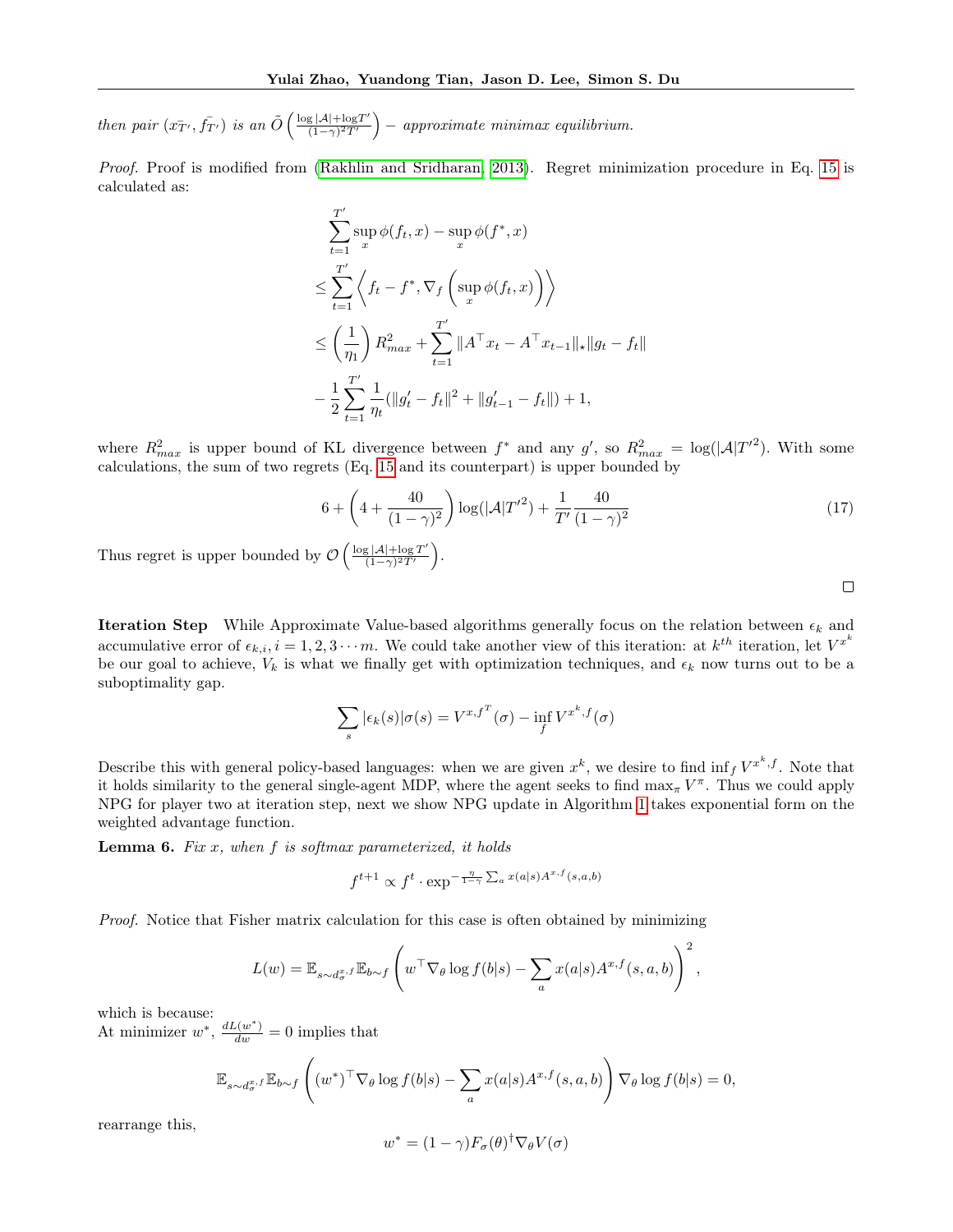then pair $(\bar{x_{T'}}, \bar{f_{T'}})$ is an $\tilde{O}\left(\frac{\log|\mathcal{A}|+\log T'}{(1-\gamma)^2 T'}\right)-$ *approximate minimax equilibrium.*

*Proof.* Proof is modified from (Rakhlin and Sridharan, 2013). Regret minimization procedure in Eq. 15 is calculated as:

$$
\begin{aligned}
&\sum_{t=1}^{T'} \sup_x \phi(f_t, x) - \sup_x \phi(f^*, x) \\
&\leq \sum_{t=1}^{T'} \left\langle f_t - f^*, \nabla_f \left( \sup_x \phi(f_t, x) \right) \right\rangle \\
&\leq \left(\frac{1}{\eta_1}\right) R_{max}^2 + \sum_{t=1}^{T'} \|A^\top x_t - A^\top x_{t-1}\|_\star \|g_t - f_t\| \\
&- \frac{1}{2} \sum_{t=1}^{T'} \frac{1}{\eta_t} (\|g'_t - f_t\|^2 + \|g'_{t-1} - f_t\|) + 1,
\end{aligned}
$$

where $R_{max}^2$ is upper bound of KL divergence between $f^*$ and any $g'$, so $R_{max}^2 = \log(|\mathcal{A}|T'^2)$. With some calculations, the sum of two regrets (Eq. 15 and its counterpart) is upper bounded by

$$
6 + \left(4 + \frac{40}{(1-\gamma)^2}\right) \log(|\mathcal{A}|T'^2) + \frac{1}{T'} \frac{40}{(1-\gamma)^2} \tag{17}
$$

Thus regret is upper bounded by $\mathcal{O}\left(\frac{\log|\mathcal{A}|+\log T'}{(1-\gamma)^2 T'}\right)$. $\square$

**Iteration Step** While Approximate Value-based algorithms generally focus on the relation between $\epsilon_k$ and accumulative error of $\epsilon_{k,i}, i = 1, 2, 3 \cdots m$. We could take another view of this iteration: at $k^{th}$ iteration, let $V^{x^k}$ be our goal to achieve, $V_k$ is what we finally get with optimization techniques, and $\epsilon_k$ now turns out to be a suboptimality gap.

$$
\sum_s |\epsilon_k(s)| \sigma(s) = V^{x, f^T}(\sigma) - \inf_f V^{x^k, f}(\sigma)
$$

Describe this with general policy-based languages: when we are given $x^k$, we desire to find $\inf_f V^{x^k, f}$. Note that it holds similarity to the general single-agent MDP, where the agent seeks to find $\max_\pi V^\pi$. Thus we could apply NPG for player two at iteration step, next we show NPG update in Algorithm 1 takes exponential form on the weighted advantage function.

**Lemma 6.** *Fix $x$, when $f$ is softmax parameterized, it holds*

$$
f^{t+1} \propto f^t \cdot \exp^{-\frac{\eta}{1-\gamma} \sum_a x(a|s) A^{x,f}(s,a,b)}
$$

*Proof.* Notice that Fisher matrix calculation for this case is often obtained by minimizing

$$
L(w) = \mathbb{E}_{s \sim d_\sigma^{x,f}} \mathbb{E}_{b \sim f} \left( w^\top \nabla_\theta \log f(b|s) - \sum_a x(a|s) A^{x,f}(s,a,b) \right)^2,
$$

which is because:
At minimizer $w^*$, $\frac{dL(w^*)}{dw} = 0$ implies that

$$
\mathbb{E}_{s \sim d_\sigma^{x,f}} \mathbb{E}_{b \sim f} \left( (w^*)^\top \nabla_\theta \log f(b|s) - \sum_a x(a|s) A^{x,f}(s,a,b) \right) \nabla_\theta \log f(b|s) = 0,
$$

rearrange this,

$$
w^* = (1-\gamma) F_\sigma(\theta)^\dagger \nabla_\theta V(\sigma)
$$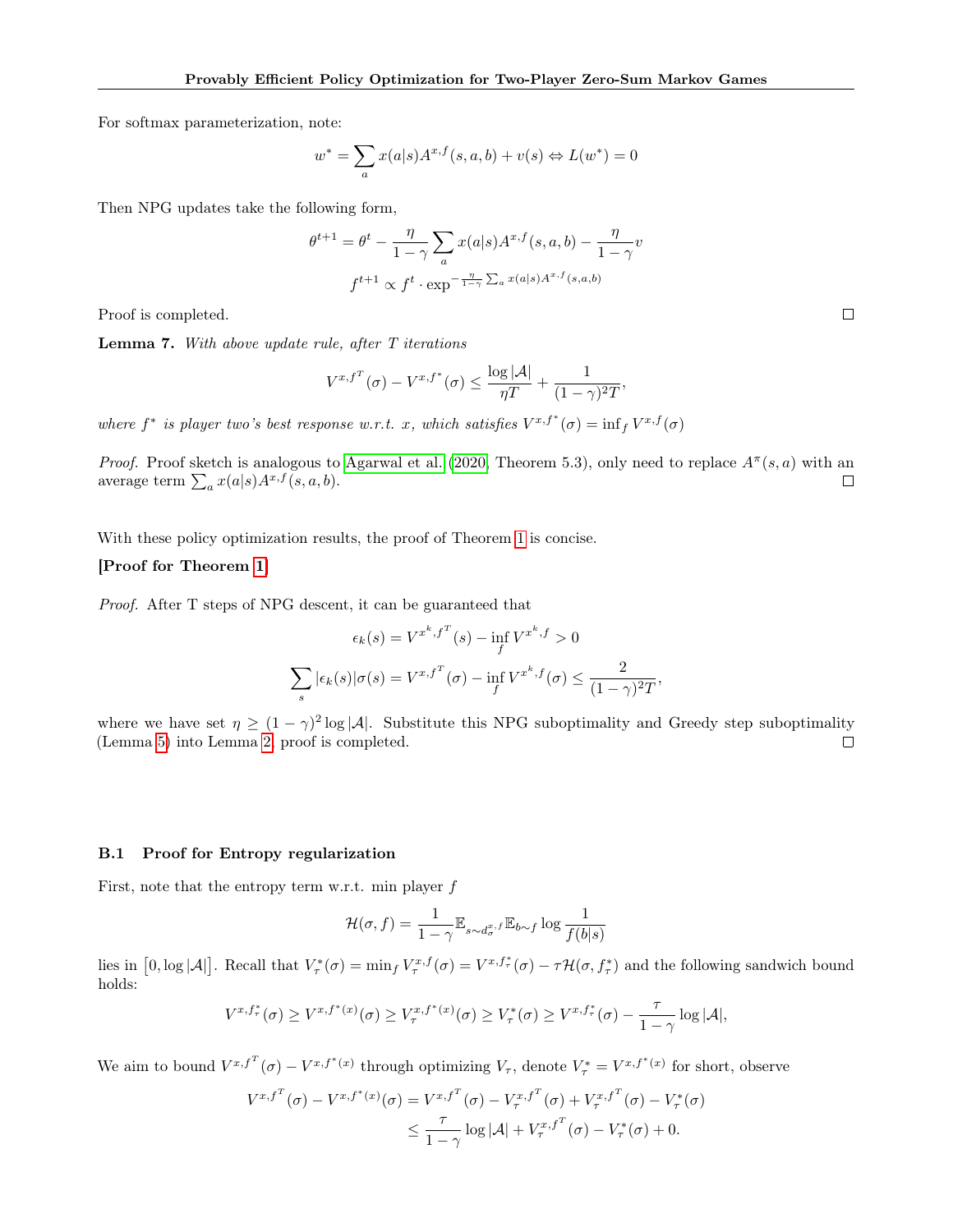For softmax parameterization, note:

$$w^* = \sum_a x(a|s) A^{x,f}(s,a,b) + v(s) \Leftrightarrow L(w^*) = 0$$

Then NPG updates take the following form,

$$\theta^{t+1} = \theta^t - \frac{\eta}{1-\gamma} \sum_a x(a|s) A^{x,f}(s,a,b) - \frac{\eta}{1-\gamma} v$$
$$f^{t+1} \propto f^t \cdot \exp^{-\frac{\eta}{1-\gamma} \sum_a x(a|s) A^{x,f}(s,a,b)}$$

Proof is completed. □

**Lemma 7.** *With above update rule, after T iterations*

$$V^{x,f^T}(\sigma) - V^{x,f^*}(\sigma) \leq \frac{\log |\mathcal{A}|}{\eta T} + \frac{1}{(1-\gamma)^2 T},$$

*where $f^*$ is player two's best response w.r.t. x, which satisfies $V^{x,f^*}(\sigma) = \inf_f V^{x,f}(\sigma)$*

*Proof.* Proof sketch is analogous to Agarwal et al. (2020, Theorem 5.3), only need to replace $A^\pi(s,a)$ with an average term $\sum_a x(a|s) A^{x,f}(s,a,b)$. □

With these policy optimization results, the proof of Theorem 1 is concise.

**[Proof for Theorem 1]**

*Proof.* After T steps of NPG descent, it can be guaranteed that

$$\epsilon_k(s) = V^{x^k, f^T}(s) - \inf_f V^{x^k, f} > 0$$
$$\sum_s |\epsilon_k(s)| \sigma(s) = V^{x,f^T}(\sigma) - \inf_f V^{x^k,f}(\sigma) \leq \frac{2}{(1-\gamma)^2 T},$$

where we have set $\eta \geq (1-\gamma)^2 \log |\mathcal{A}|$. Substitute this NPG suboptimality and Greedy step suboptimality (Lemma 5) into Lemma 2, proof is completed. □

### B.1 Proof for Entropy regularization

First, note that the entropy term w.r.t. min player $f$

$$\mathcal{H}(\sigma, f) = \frac{1}{1-\gamma} \mathbb{E}_{s \sim d_\sigma^{x,f}} \mathbb{E}_{b \sim f} \log \frac{1}{f(b|s)}$$

lies in $[0, \log |\mathcal{A}|]$. Recall that $V_\tau^*(\sigma) = \min_f V_\tau^{x,f}(\sigma) = V^{x,f_\tau^*}(\sigma) - \tau \mathcal{H}(\sigma, f_\tau^*)$ and the following sandwich bound holds:

$$V^{x,f_\tau^*}(\sigma) \geq V^{x,f^*(x)}(\sigma) \geq V_\tau^{x,f^*(x)}(\sigma) \geq V_\tau^*(\sigma) \geq V^{x,f_\tau^*}(\sigma) - \frac{\tau}{1-\gamma} \log |\mathcal{A}|,$$

We aim to bound $V^{x,f^T}(\sigma) - V^{x,f^*(x)}$ through optimizing $V_\tau$, denote $V_\tau^* = V^{x,f^*(x)}$ for short, observe

$$\begin{aligned} V^{x,f^T}(\sigma) - V^{x,f^*(x)}(\sigma) &= V^{x,f^T}(\sigma) - V_\tau^{x,f^T}(\sigma) + V_\tau^{x,f^T}(\sigma) - V_\tau^*(\sigma) \\ &\leq \frac{\tau}{1-\gamma} \log |\mathcal{A}| + V_\tau^{x,f^T}(\sigma) - V_\tau^*(\sigma) + 0. \end{aligned}$$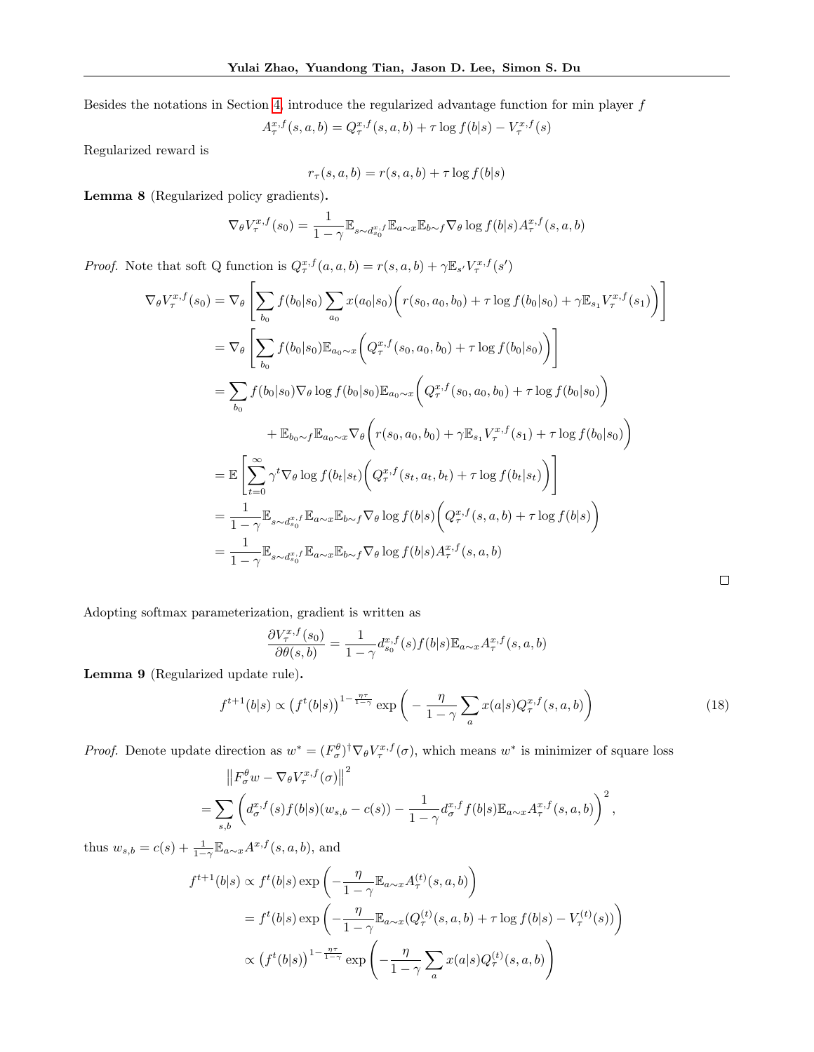Besides the notations in Section 4, introduce the regularized advantage function for min player $f$

$$A_\tau^{x,f}(s,a,b) = Q_\tau^{x,f}(s,a,b) + \tau \log f(b|s) - V_\tau^{x,f}(s)$$

Regularized reward is

$$r_\tau(s,a,b) = r(s,a,b) + \tau \log f(b|s)$$

**Lemma 8** (Regularized policy gradients)**.**

$$\nabla_\theta V_\tau^{x,f}(s_0) = \frac{1}{1-\gamma} \mathbb{E}_{s \sim d_{s_0}^{x,f}} \mathbb{E}_{a \sim x} \mathbb{E}_{b \sim f} \nabla_\theta \log f(b|s) A_\tau^{x,f}(s,a,b)$$

*Proof.* Note that soft Q function is $Q_\tau^{x,f}(a,a,b) = r(s,a,b) + \gamma \mathbb{E}_{s'} V_\tau^{x,f}(s')$

$$\begin{aligned}
\nabla_\theta V_\tau^{x,f}(s_0) &= \nabla_\theta \left[ \sum_{b_0} f(b_0|s_0) \sum_{a_0} x(a_0|s_0) \bigg( r(s_0,a_0,b_0) + \tau \log f(b_0|s_0) + \gamma \mathbb{E}_{s_1} V_\tau^{x,f}(s_1) \bigg) \right] \\
&= \nabla_\theta \left[ \sum_{b_0} f(b_0|s_0) \mathbb{E}_{a_0 \sim x} \bigg( Q_\tau^{x,f}(s_0,a_0,b_0) + \tau \log f(b_0|s_0) \bigg) \right] \\
&= \sum_{b_0} f(b_0|s_0) \nabla_\theta \log f(b_0|s_0) \mathbb{E}_{a_0 \sim x} \bigg( Q_\tau^{x,f}(s_0,a_0,b_0) + \tau \log f(b_0|s_0) \bigg) \\
&\qquad + \mathbb{E}_{b_0 \sim f} \mathbb{E}_{a_0 \sim x} \nabla_\theta \bigg( r(s_0,a_0,b_0) + \gamma \mathbb{E}_{s_1} V_\tau^{x,f}(s_1) + \tau \log f(b_0|s_0) \bigg) \\
&= \mathbb{E} \left[ \sum_{t=0}^{\infty} \gamma^t \nabla_\theta \log f(b_t|s_t) \bigg( Q_\tau^{x,f}(s_t,a_t,b_t) + \tau \log f(b_t|s_t) \bigg) \right] \\
&= \frac{1}{1-\gamma} \mathbb{E}_{s \sim d_{s_0}^{x,f}} \mathbb{E}_{a \sim x} \mathbb{E}_{b \sim f} \nabla_\theta \log f(b|s) \bigg( Q_\tau^{x,f}(s,a,b) + \tau \log f(b|s) \bigg) \\
&= \frac{1}{1-\gamma} \mathbb{E}_{s \sim d_{s_0}^{x,f}} \mathbb{E}_{a \sim x} \mathbb{E}_{b \sim f} \nabla_\theta \log f(b|s) A_\tau^{x,f}(s,a,b)
\end{aligned}$$

□

Adopting softmax parameterization, gradient is written as

$$\frac{\partial V_\tau^{x,f}(s_0)}{\partial \theta(s,b)} = \frac{1}{1-\gamma} d_{s_0}^{x,f}(s) f(b|s) \mathbb{E}_{a \sim x} A_\tau^{x,f}(s,a,b)$$

**Lemma 9** (Regularized update rule)**.**

$$f^{t+1}(b|s) \propto \left(f^t(b|s)\right)^{1-\frac{\eta\tau}{1-\gamma}} \exp\left( -\frac{\eta}{1-\gamma} \sum_a x(a|s) Q_\tau^{x,f}(s,a,b) \right) \tag{18}$$

*Proof.* Denote update direction as $w^* = (F_\sigma^\theta)^\dagger \nabla_\theta V_\tau^{x,f}(\sigma)$, which means $w^*$ is minimizer of square loss

$$\begin{aligned}
&\left\| F_\sigma^\theta w - \nabla_\theta V_\tau^{x,f}(\sigma) \right\|^2 \\
= &\sum_{s,b} \left( d_\sigma^{x,f}(s) f(b|s)(w_{s,b} - c(s)) - \frac{1}{1-\gamma} d_\sigma^{x,f} f(b|s) \mathbb{E}_{a \sim x} A_\tau^{x,f}(s,a,b) \right)^2,
\end{aligned}$$

thus $w_{s,b} = c(s) + \frac{1}{1-\gamma} \mathbb{E}_{a \sim x} A^{x,f}(s,a,b)$, and

$$\begin{aligned}
f^{t+1}(b|s) &\propto f^t(b|s) \exp\left( -\frac{\eta}{1-\gamma} \mathbb{E}_{a \sim x} A_\tau^{(t)}(s,a,b) \right) \\
&= f^t(b|s) \exp\left( -\frac{\eta}{1-\gamma} \mathbb{E}_{a \sim x} (Q_\tau^{(t)}(s,a,b) + \tau \log f(b|s) - V_\tau^{(t)}(s)) \right) \\
&\propto \left(f^t(b|s)\right)^{1-\frac{\eta\tau}{1-\gamma}} \exp\left( -\frac{\eta}{1-\gamma} \sum_a x(a|s) Q_\tau^{(t)}(s,a,b) \right)
\end{aligned}$$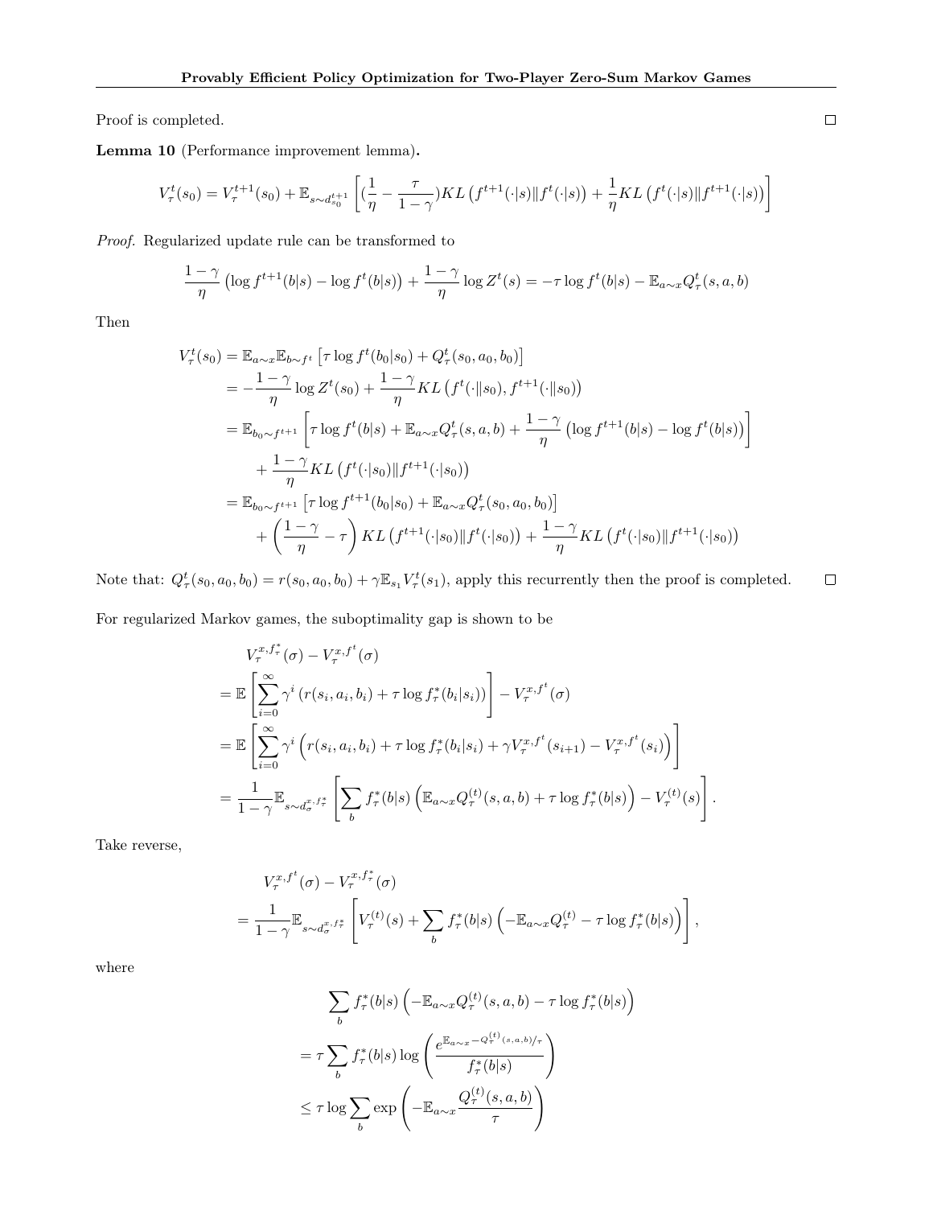Proof is completed. $\square$

**Lemma 10** (Performance improvement lemma)**.**

$$V_\tau^t(s_0) = V_\tau^{t+1}(s_0) + \mathbb{E}_{s\sim d_{s_0}^{t+1}}\left[ (\frac{1}{\eta} - \frac{\tau}{1-\gamma}) KL\left(f^{t+1}(\cdot|s) \| f^t(\cdot|s)\right) + \frac{1}{\eta} KL\left(f^t(\cdot|s) \| f^{t+1}(\cdot|s)\right)\right]$$

*Proof.* Regularized update rule can be transformed to

$$\frac{1-\gamma}{\eta}\left(\log f^{t+1}(b|s) - \log f^t(b|s)\right) + \frac{1-\gamma}{\eta}\log Z^t(s) = -\tau \log f^t(b|s) - \mathbb{E}_{a\sim x} Q_\tau^t(s,a,b)$$

Then

$$\begin{aligned}
V_\tau^t(s_0) &= \mathbb{E}_{a\sim x}\mathbb{E}_{b\sim f^t}\left[\tau \log f^t(b_0|s_0) + Q_\tau^t(s_0,a_0,b_0)\right] \\
&= -\frac{1-\gamma}{\eta}\log Z^t(s_0) + \frac{1-\gamma}{\eta} KL\left(f^t(\cdot\|s_0), f^{t+1}(\cdot\|s_0)\right) \\
&= \mathbb{E}_{b_0\sim f^{t+1}}\left[\tau \log f^t(b|s) + \mathbb{E}_{a\sim x} Q_\tau^t(s,a,b) + \frac{1-\gamma}{\eta}\left(\log f^{t+1}(b|s) - \log f^t(b|s)\right)\right] \\
&\quad + \frac{1-\gamma}{\eta} KL\left(f^t(\cdot|s_0)\|f^{t+1}(\cdot|s_0)\right) \\
&= \mathbb{E}_{b_0\sim f^{t+1}}\left[\tau \log f^{t+1}(b_0|s_0) + \mathbb{E}_{a\sim x} Q_\tau^t(s_0,a_0,b_0)\right] \\
&\quad + \left(\frac{1-\gamma}{\eta} - \tau\right) KL\left(f^{t+1}(\cdot|s_0)\|f^t(\cdot|s_0)\right) + \frac{1-\gamma}{\eta} KL\left(f^t(\cdot|s_0)\|f^{t+1}(\cdot|s_0)\right)
\end{aligned}$$

Note that: $Q_\tau^t(s_0,a_0,b_0) = r(s_0,a_0,b_0) + \gamma \mathbb{E}_{s_1} V_\tau^t(s_1)$, apply this recurrently then the proof is completed. $\square$

For regularized Markov games, the suboptimality gap is shown to be

$$\begin{aligned}
& V_\tau^{x,f_\tau^*}(\sigma) - V_\tau^{x,f^t}(\sigma) \\
=& \mathbb{E}\left[\sum_{i=0}^\infty \gamma^i \left(r(s_i,a_i,b_i) + \tau \log f_\tau^*(b_i|s_i)\right)\right] - V_\tau^{x,f^t}(\sigma) \\
=& \mathbb{E}\left[\sum_{i=0}^\infty \gamma^i \left(r(s_i,a_i,b_i) + \tau \log f_\tau^*(b_i|s_i) + \gamma V_\tau^{x,f^t}(s_{i+1}) - V_\tau^{x,f^t}(s_i)\right)\right] \\
=& \frac{1}{1-\gamma}\mathbb{E}_{s\sim d_\sigma^{x,f_\tau^*}}\left[\sum_b f_\tau^*(b|s)\left(\mathbb{E}_{a\sim x} Q_\tau^{(t)}(s,a,b) + \tau \log f_\tau^*(b|s)\right) - V_\tau^{(t)}(s)\right].
\end{aligned}$$

Take reverse,

$$\begin{aligned}
& V_\tau^{x,f^t}(\sigma) - V_\tau^{x,f_\tau^*}(\sigma) \\
=& \frac{1}{1-\gamma}\mathbb{E}_{s\sim d_\sigma^{x,f_\tau^*}}\left[V_\tau^{(t)}(s) + \sum_b f_\tau^*(b|s)\left(-\mathbb{E}_{a\sim x} Q_\tau^{(t)} - \tau \log f_\tau^*(b|s)\right)\right],
\end{aligned}$$

where

$$\begin{aligned}
& \sum_b f_\tau^*(b|s)\left(-\mathbb{E}_{a\sim x} Q_\tau^{(t)}(s,a,b) - \tau \log f_\tau^*(b|s)\right) \\
=& \tau \sum_b f_\tau^*(b|s) \log\left(\frac{e^{\mathbb{E}_{a\sim x} - Q_\tau^{(t)}(s,a,b)/\tau}}{f_\tau^*(b|s)}\right) \\
\le& \tau \log \sum_b \exp\left(-\mathbb{E}_{a\sim x}\frac{Q_\tau^{(t)}(s,a,b)}{\tau}\right)
\end{aligned}$$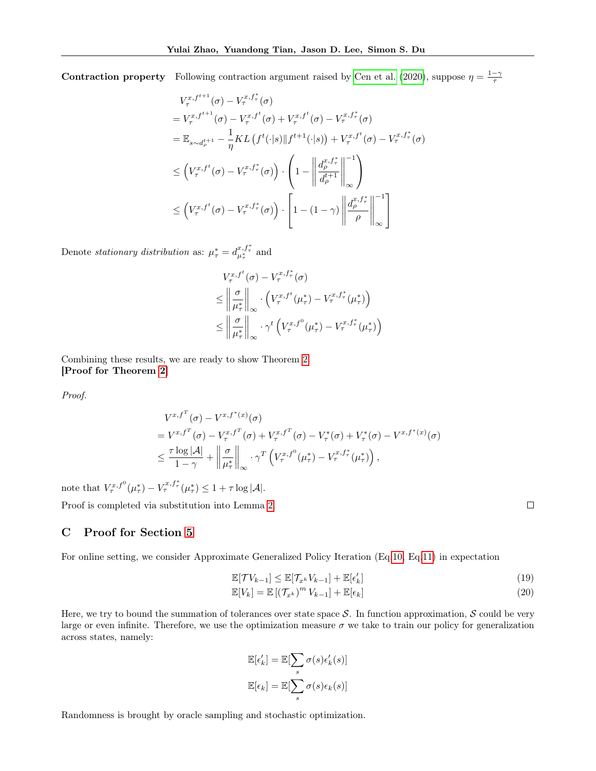**Contraction property** Following contraction argument raised by Cen et al. (2020), suppose $\eta = \frac{1-\gamma}{\tau}$

$$
\begin{aligned}
& V_\tau^{x,f^{t+1}}(\sigma) - V_\tau^{x,f_\tau^*}(\sigma) \\
&= V_\tau^{x,f^{t+1}}(\sigma) - V_\tau^{x,f^t}(\sigma) + V_\tau^{x,f^t}(\sigma) - V_\tau^{x,f_\tau^*}(\sigma) \\
&= \mathbb{E}_{s\sim d_\rho^{t+1}} - \frac{1}{\eta} KL\left(f^t(\cdot|s)\|f^{t+1}(\cdot|s)\right) + V_\tau^{x,f^t}(\sigma) - V_\tau^{x,f_\tau^*}(\sigma) \\
&\leq \left(V_\tau^{x,f^t}(\sigma) - V_\tau^{x,f_\tau^*}(\sigma)\right) \cdot \left(1 - \left\|\frac{d_\rho^{x,f_\tau^*}}{d_\rho^{t+1}}\right\|_\infty^{-1}\right) \\
&\leq \left(V_\tau^{x,f^t}(\sigma) - V_\tau^{x,f_\tau^*}(\sigma)\right) \cdot \left[1 - (1-\gamma)\left\|\frac{d_\rho^{x,f_\tau^*}}{\rho}\right\|_\infty^{-1}\right]
\end{aligned}
$$

Denote *stationary distribution* as: $\mu_\tau^* = d_{\mu_\tau^*}^{x,f_\tau^*}$ and

$$
\begin{aligned}
& V_\tau^{x,f^t}(\sigma) - V_\tau^{x,f_\tau^*}(\sigma) \\
&\leq \left\|\frac{\sigma}{\mu_\tau^*}\right\|_\infty \cdot \left(V_\tau^{x,f^t}(\mu_\tau^*) - V_\tau^{x,f_\tau^*}(\mu_\tau^*)\right) \\
&\leq \left\|\frac{\sigma}{\mu_\tau^*}\right\|_\infty \cdot \gamma^t \left(V_\tau^{x,f^0}(\mu_\tau^*) - V_\tau^{x,f_\tau^*}(\mu_\tau^*)\right)
\end{aligned}
$$

Combining these results, we are ready to show Theorem 2.
**[Proof for Theorem 2]**

*Proof.*

$$
\begin{aligned}
& V^{x,f^T}(\sigma) - V^{x,f^*(x)}(\sigma) \\
&= V^{x,f^T}(\sigma) - V_\tau^{x,f^T}(\sigma) + V_\tau^{x,f^T}(\sigma) - V_\tau^*(\sigma) + V_\tau^*(\sigma) - V^{x,f^*(x)}(\sigma) \\
&\leq \frac{\tau \log|\mathcal{A}|}{1-\gamma} + \left\|\frac{\sigma}{\mu_\tau^*}\right\|_\infty \cdot \gamma^T \left(V_\tau^{x,f^0}(\mu_\tau^*) - V_\tau^{x,f_\tau^*}(\mu_\tau^*)\right),
\end{aligned}
$$

note that $V_\tau^{x,f^0}(\mu_\tau^*) - V_\tau^{x,f_\tau^*}(\mu_\tau^*) \leq 1 + \tau\log|\mathcal{A}|$.

Proof is completed via substitution into Lemma 2. ◻

## C Proof for Section 5

For online setting, we consider Approximate Generalized Policy Iteration (Eq.10, Eq.11) in expectation

$$
\mathbb{E}[\mathcal{T}V_{k-1}] \leq \mathbb{E}[\mathcal{T}_{x^k}V_{k-1}] + \mathbb{E}[\epsilon_k'] \tag{19}
$$

$$
\mathbb{E}[V_k] = \mathbb{E}\left[(\mathcal{T}_{x^k})^m V_{k-1}\right] + \mathbb{E}[\epsilon_k] \tag{20}
$$

Here, we try to bound the summation of tolerances over state space $\mathcal{S}$. In function approximation, $\mathcal{S}$ could be very large or even infinite. Therefore, we use the optimization measure $\sigma$ we take to train our policy for generalization across states, namely:

$$
\mathbb{E}[\epsilon_k'] = \mathbb{E}[\sum_s \sigma(s)\epsilon_k'(s)]
$$

$$
\mathbb{E}[\epsilon_k] = \mathbb{E}[\sum_s \sigma(s)\epsilon_k(s)]
$$

Randomness is brought by oracle sampling and stochastic optimization.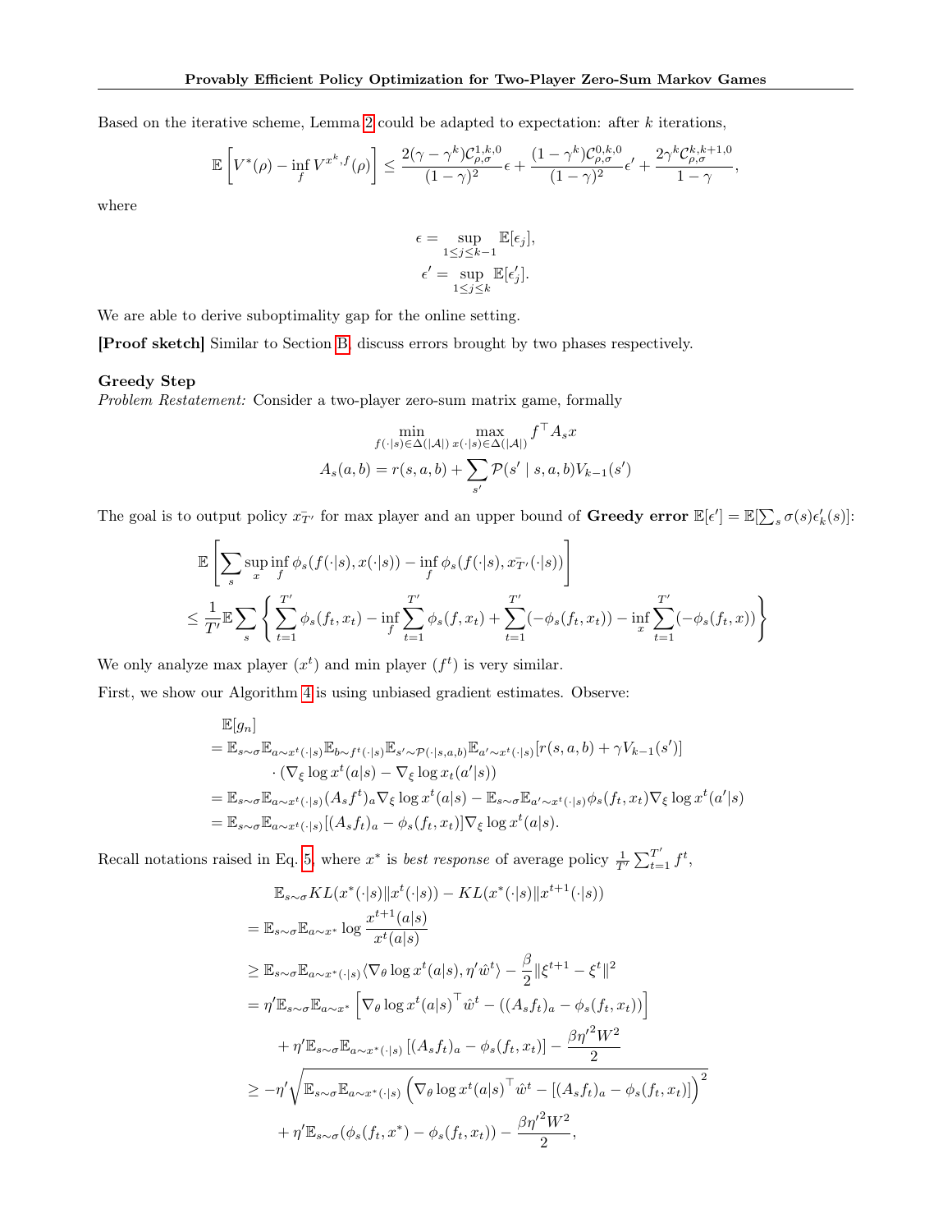Based on the iterative scheme, Lemma 2 could be adapted to expectation: after $k$ iterations,

$$\mathbb{E}\left[V^*(\rho) - \inf_f V^{x^k,f}(\rho)\right] \leq \frac{2(\gamma - \gamma^k)\mathcal{C}^{1,k,0}_{\rho,\sigma}}{(1-\gamma)^2}\epsilon + \frac{(1-\gamma^k)\mathcal{C}^{0,k,0}_{\rho,\sigma}}{(1-\gamma)^2}\epsilon' + \frac{2\gamma^k \mathcal{C}^{k,k+1,0}_{\rho,\sigma}}{1-\gamma},$$

where

$$\epsilon = \sup_{1\leq j\leq k-1} \mathbb{E}[\epsilon_j],$$
$$\epsilon' = \sup_{1\leq j\leq k} \mathbb{E}[\epsilon'_j].$$

We are able to derive suboptimality gap for the online setting.

**[Proof sketch]** Similar to Section B, discuss errors brought by two phases respectively.

**Greedy Step**
*Problem Restatement:* Consider a two-player zero-sum matrix game, formally

$$\min_{f(\cdot|s)\in\Delta(|\mathcal{A}|)} \max_{x(\cdot|s)\in\Delta(|\mathcal{A}|)} f^\top A_s x$$
$$A_s(a,b) = r(s,a,b) + \sum_{s'} \mathcal{P}(s' \mid s,a,b) V_{k-1}(s')$$

The goal is to output policy $\bar{x_{T'}}$ for max player and an upper bound of **Greedy error** $\mathbb{E}[\epsilon'] = \mathbb{E}[\sum_s \sigma(s)\epsilon'_k(s)]$:

$$\begin{aligned}
&\mathbb{E}\left[\sum_s \sup_x \inf_f \phi_s(f(\cdot|s), x(\cdot|s)) - \inf_f \phi_s(f(\cdot|s), \bar{x_{T'}}(\cdot|s))\right] \\
&\leq \frac{1}{T'}\mathbb{E}\sum_s \left\{\sum_{t=1}^{T'}\phi_s(f_t,x_t) - \inf_f \sum_{t=1}^{T'}\phi_s(f,x_t) + \sum_{t=1}^{T'}(-\phi_s(f_t,x_t)) - \inf_x \sum_{t=1}^{T'}(-\phi_s(f_t,x))\right\}
\end{aligned}$$

We only analyze max player ($x^t$) and min player ($f^t$) is very similar.

First, we show our Algorithm 4 is using unbiased gradient estimates. Observe:

$$\begin{aligned}
&\mathbb{E}[g_n] \\
&= \mathbb{E}_{s\sim\sigma}\mathbb{E}_{a\sim x^t(\cdot|s)}\mathbb{E}_{b\sim f^t(\cdot|s)}\mathbb{E}_{s'\sim\mathcal{P}(\cdot|s,a,b)}\mathbb{E}_{a'\sim x^t(\cdot|s)}[r(s,a,b)+\gamma V_{k-1}(s')] \\
&\quad\cdot(\nabla_\xi \log x^t(a|s) - \nabla_\xi \log x_t(a'|s)) \\
&= \mathbb{E}_{s\sim\sigma}\mathbb{E}_{a\sim x^t(\cdot|s)}(A_s f^t)_a \nabla_\xi \log x^t(a|s) - \mathbb{E}_{s\sim\sigma}\mathbb{E}_{a'\sim x^t(\cdot|s)}\phi_s(f_t,x_t)\nabla_\xi \log x^t(a'|s) \\
&= \mathbb{E}_{s\sim\sigma}\mathbb{E}_{a\sim x^t(\cdot|s)}[(A_s f_t)_a - \phi_s(f_t,x_t)]\nabla_\xi \log x^t(a|s).
\end{aligned}$$

Recall notations raised in Eq. 5, where $x^*$ is *best response* of average policy $\frac{1}{T'}\sum_{t=1}^{T'} f^t$,

$$\begin{aligned}
&\mathbb{E}_{s\sim\sigma} KL(x^*(\cdot|s)\|x^t(\cdot|s)) - KL(x^*(\cdot|s)\|x^{t+1}(\cdot|s)) \\
&= \mathbb{E}_{s\sim\sigma}\mathbb{E}_{a\sim x^*}\log\frac{x^{t+1}(a|s)}{x^t(a|s)} \\
&\geq \mathbb{E}_{s\sim\sigma}\mathbb{E}_{a\sim x^*(\cdot|s)}\langle\nabla_\theta \log x^t(a|s), \eta'\hat{w}^t\rangle - \frac{\beta}{2}\|\xi^{t+1}-\xi^t\|^2 \\
&= \eta'\mathbb{E}_{s\sim\sigma}\mathbb{E}_{a\sim x^*}\left[\nabla_\theta \log x^t(a|s)^\top \hat{w}^t - ((A_s f_t)_a - \phi_s(f_t,x_t))\right] \\
&\quad + \eta'\mathbb{E}_{s\sim\sigma}\mathbb{E}_{a\sim x^*(\cdot|s)}\left[(A_s f_t)_a - \phi_s(f_t,x_t)\right] - \frac{\beta\eta'^2 W^2}{2} \\
&\geq -\eta'\sqrt{\mathbb{E}_{s\sim\sigma}\mathbb{E}_{a\sim x^*(\cdot|s)}\left(\nabla_\theta \log x^t(a|s)^\top \hat{w}^t - [(A_s f_t)_a - \phi_s(f_t,x_t)]\right)^2} \\
&\quad + \eta'\mathbb{E}_{s\sim\sigma}(\phi_s(f_t,x^*) - \phi_s(f_t,x_t)) - \frac{\beta\eta'^2 W^2}{2},
\end{aligned}$$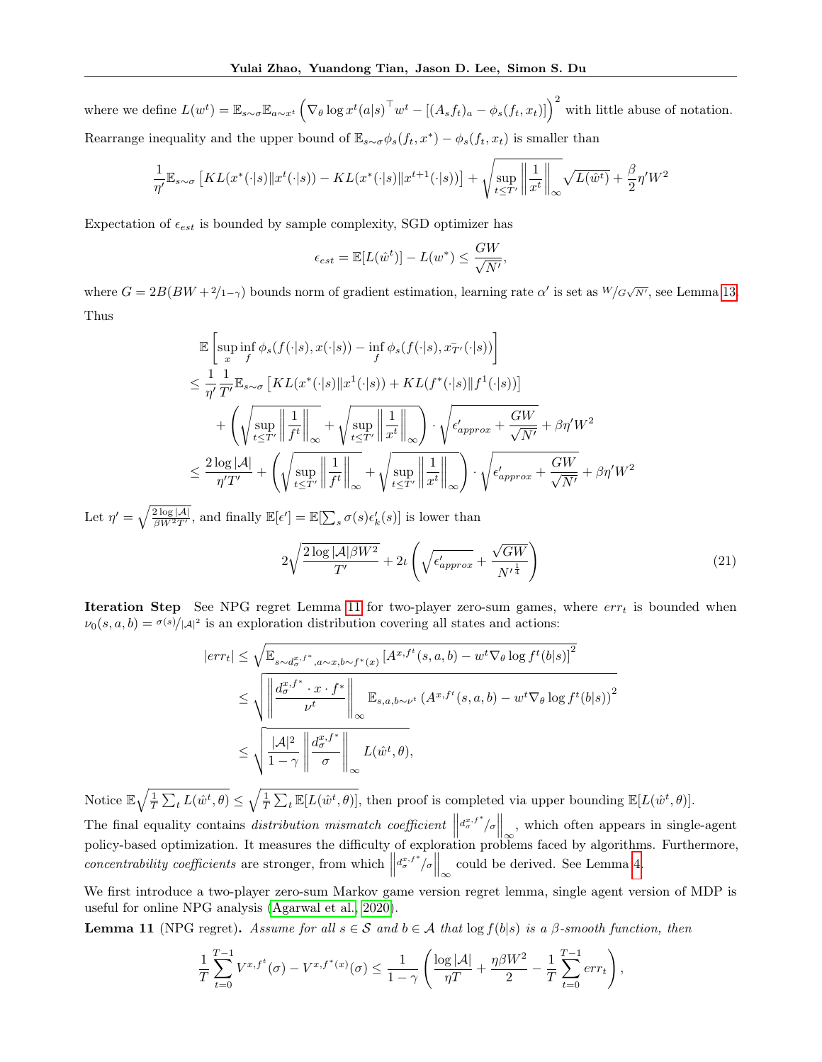where we define $L(w^t) = \mathbb{E}_{s\sim\sigma}\mathbb{E}_{a\sim x^t}\left(\nabla_\theta \log x^t(a|s)^\top w^t - [(A_s f_t)_a - \phi_s(f_t, x_t)]\right)^2$ with little abuse of notation. Rearrange inequality and the upper bound of $\mathbb{E}_{s\sim\sigma}\phi_s(f_t, x^*) - \phi_s(f_t, x_t)$ is smaller than

$$
\frac{1}{\eta'}\mathbb{E}_{s\sim\sigma}\left[KL(x^*(\cdot|s)\|x^t(\cdot|s)) - KL(x^*(\cdot|s)\|x^{t+1}(\cdot|s))\right] + \sqrt{\sup_{t\leq T'}\left\|\frac{1}{x^t}\right\|_\infty}\sqrt{L(\hat{w}^t)} + \frac{\beta}{2}\eta' W^2
$$

Expectation of $\epsilon_{est}$ is bounded by sample complexity, SGD optimizer has

$$
\epsilon_{est} = \mathbb{E}[L(\hat{w}^t)] - L(w^*) \leq \frac{GW}{\sqrt{N'}},
$$

where $G = 2B(BW + 2/1-\gamma)$ bounds norm of gradient estimation, learning rate $\alpha'$ is set as $W/G\sqrt{N'}$, see Lemma 13. Thus

$$
\begin{aligned}
&\mathbb{E}\left[\sup_x \inf_f \phi_s(f(\cdot|s), x(\cdot|s)) - \inf_f \phi_s(f(\cdot|s), \bar{x_{T'}}(\cdot|s))\right] \\
&\leq \frac{1}{\eta'}\frac{1}{T'}\mathbb{E}_{s\sim\sigma}\left[KL(x^*(\cdot|s)\|x^1(\cdot|s)) + KL(f^*(\cdot|s)\|f^1(\cdot|s))\right] \\
&\quad + \left(\sqrt{\sup_{t\leq T'}\left\|\frac{1}{f^t}\right\|_\infty} + \sqrt{\sup_{t\leq T'}\left\|\frac{1}{x^t}\right\|_\infty}\right)\cdot\sqrt{\epsilon'_{approx} + \frac{GW}{\sqrt{N'}}} + \beta\eta' W^2 \\
&\leq \frac{2\log|\mathcal{A}|}{\eta' T'} + \left(\sqrt{\sup_{t\leq T'}\left\|\frac{1}{f^t}\right\|_\infty} + \sqrt{\sup_{t\leq T'}\left\|\frac{1}{x^t}\right\|_\infty}\right)\cdot\sqrt{\epsilon'_{approx} + \frac{GW}{\sqrt{N'}}} + \beta\eta' W^2
\end{aligned}
$$

Let $\eta' = \sqrt{\frac{2\log|\mathcal{A}|}{\beta W^2 T'}}$, and finally $\mathbb{E}[\epsilon'] = \mathbb{E}[\sum_s \sigma(s)\epsilon'_k(s)]$ is lower than

$$
2\sqrt{\frac{2\log|\mathcal{A}|\beta W^2}{T'}} + 2\iota\left(\sqrt{\epsilon'_{approx}} + \frac{\sqrt{GW}}{N'^{\frac{1}{4}}}\right) \tag{21}
$$

**Iteration Step** See NPG regret Lemma 11 for two-player zero-sum games, where $err_t$ is bounded when $\nu_0(s,a,b) = \sigma(s)/|\mathcal{A}|^2$ is an exploration distribution covering all states and actions:

$$
\begin{aligned}
|err_t| &\leq \sqrt{\mathbb{E}_{s\sim d_\sigma^{x,f^*}, a\sim x, b\sim f^*(x)}\left[A^{x,f^t}(s,a,b) - w^t\nabla_\theta \log f^t(b|s)\right]^2} \\
&\leq \sqrt{\left\|\frac{d_\sigma^{x,f^*}\cdot x\cdot f^*}{\nu^t}\right\|_\infty \mathbb{E}_{s,a,b\sim\nu^t}\left(A^{x,f^t}(s,a,b) - w^t\nabla_\theta\log f^t(b|s)\right)^2} \\
&\leq \sqrt{\frac{|\mathcal{A}|^2}{1-\gamma}\left\|\frac{d_\sigma^{x,f^*}}{\sigma}\right\|_\infty L(\hat{w}^t,\theta)},
\end{aligned}
$$

Notice $\mathbb{E}\sqrt{\frac{1}{T}\sum_t L(\hat{w}^t,\theta)} \leq \sqrt{\frac{1}{T}\sum_t \mathbb{E}[L(\hat{w}^t,\theta)]}$, then proof is completed via upper bounding $\mathbb{E}[L(\hat{w}^t,\theta)]$. The final equality contains *distribution mismatch coefficient* $\left\|d_\sigma^{x,f^*}/\sigma\right\|_\infty$, which often appears in single-agent policy-based optimization. It measures the difficulty of exploration problems faced by algorithms. Furthermore, *concentrability coefficients* are stronger, from which $\left\|d_\sigma^{x,f^*}/\sigma\right\|_\infty$ could be derived. See Lemma 4.

We first introduce a two-player zero-sum Markov game version regret lemma, single agent version of MDP is useful for online NPG analysis (Agarwal et al., 2020).

**Lemma 11** (NPG regret). *Assume for all $s\in\mathcal{S}$ and $b\in\mathcal{A}$ that $\log f(b|s)$ is a $\beta$-smooth function, then*

$$
\frac{1}{T}\sum_{t=0}^{T-1} V^{x,f^t}(\sigma) - V^{x,f^*(x)}(\sigma) \leq \frac{1}{1-\gamma}\left(\frac{\log|\mathcal{A}|}{\eta T} + \frac{\eta\beta W^2}{2} - \frac{1}{T}\sum_{t=0}^{T-1} err_t\right),
$$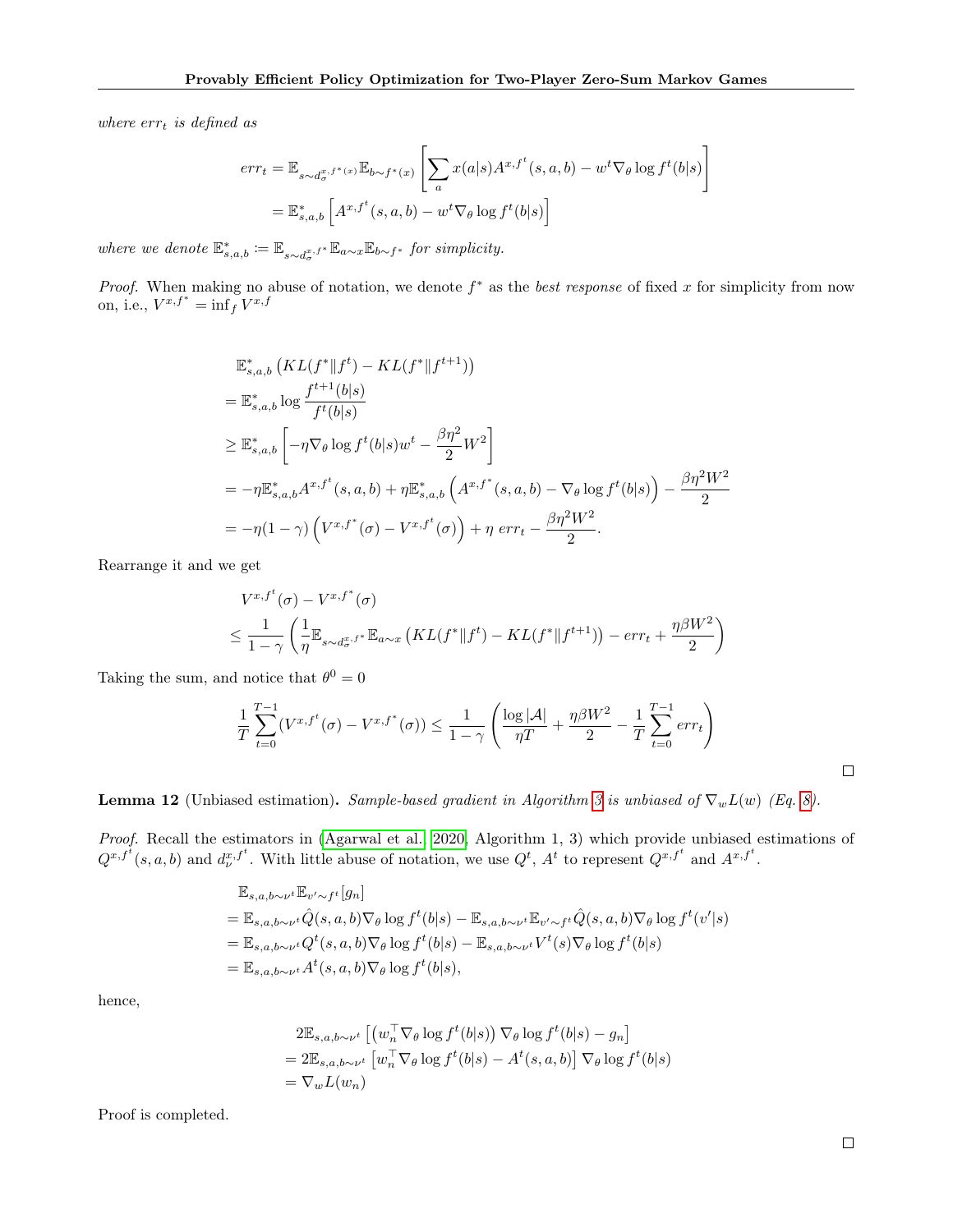*where* $err_t$ *is defined as*

$$
\begin{aligned}
err_t &= \mathbb{E}_{s\sim d_\sigma^{x,f^*(x)}}\mathbb{E}_{b\sim f^*(x)}\left[\sum_a x(a|s)A^{x,f^t}(s,a,b) - w^t\nabla_\theta \log f^t(b|s)\right] \\
&= \mathbb{E}^*_{s,a,b}\left[A^{x,f^t}(s,a,b) - w^t\nabla_\theta \log f^t(b|s)\right]
\end{aligned}
$$

*where we denote* $\mathbb{E}^*_{s,a,b} \coloneqq \mathbb{E}_{s\sim d_\sigma^{x,f^*}}\mathbb{E}_{a\sim x}\mathbb{E}_{b\sim f^*}$ *for simplicity.*

*Proof.* When making no abuse of notation, we denote $f^*$ as the *best response* of fixed $x$ for simplicity from now on, i.e., $V^{x,f^*} = \inf_f V^{x,f}$

$$
\begin{aligned}
&\mathbb{E}^*_{s,a,b}\left(KL(f^*\|f^t) - KL(f^*\|f^{t+1})\right) \\
&= \mathbb{E}^*_{s,a,b}\log\frac{f^{t+1}(b|s)}{f^t(b|s)} \\
&\geq \mathbb{E}^*_{s,a,b}\left[-\eta\nabla_\theta\log f^t(b|s)w^t - \frac{\beta\eta^2}{2}W^2\right] \\
&= -\eta\mathbb{E}^*_{s,a,b}A^{x,f^t}(s,a,b) + \eta\mathbb{E}^*_{s,a,b}\left(A^{x,f^*}(s,a,b) - \nabla_\theta\log f^t(b|s)\right) - \frac{\beta\eta^2W^2}{2} \\
&= -\eta(1-\gamma)\left(V^{x,f^*}(\sigma) - V^{x,f^t}(\sigma)\right) + \eta\ err_t - \frac{\beta\eta^2W^2}{2}.
\end{aligned}
$$

Rearrange it and we get

$$
\begin{aligned}
&V^{x,f^t}(\sigma) - V^{x,f^*}(\sigma) \\
&\leq \frac{1}{1-\gamma}\left(\frac{1}{\eta}\mathbb{E}_{s\sim d_\sigma^{x,f^*}}\mathbb{E}_{a\sim x}\left(KL(f^*\|f^t) - KL(f^*\|f^{t+1})\right) - err_t + \frac{\eta\beta W^2}{2}\right)
\end{aligned}
$$

Taking the sum, and notice that $\theta^0 = 0$

$$
\frac{1}{T}\sum_{t=0}^{T-1}(V^{x,f^t}(\sigma) - V^{x,f^*}(\sigma)) \leq \frac{1}{1-\gamma}\left(\frac{\log|\mathcal{A}|}{\eta T} + \frac{\eta\beta W^2}{2} - \frac{1}{T}\sum_{t=0}^{T-1}err_t\right)
$$

□

**Lemma 12** (Unbiased estimation)**.** *Sample-based gradient in Algorithm 3 is unbiased of* $\nabla_w L(w)$ *(Eq. 8).*

*Proof.* Recall the estimators in (Agarwal et al., 2020, Algorithm 1, 3) which provide unbiased estimations of $Q^{x,f^t}(s,a,b)$ and $d_\nu^{x,f^t}$. With little abuse of notation, we use $Q^t$, $A^t$ to represent $Q^{x,f^t}$ and $A^{x,f^t}$.

$$
\begin{aligned}
&\mathbb{E}_{s,a,b\sim\nu^t}\mathbb{E}_{v'\sim f^t}[g_n] \\
&= \mathbb{E}_{s,a,b\sim\nu^t}\hat{Q}(s,a,b)\nabla_\theta\log f^t(b|s) - \mathbb{E}_{s,a,b\sim\nu^t}\mathbb{E}_{v'\sim f^t}\hat{Q}(s,a,b)\nabla_\theta\log f^t(v'|s) \\
&= \mathbb{E}_{s,a,b\sim\nu^t}Q^t(s,a,b)\nabla_\theta\log f^t(b|s) - \mathbb{E}_{s,a,b\sim\nu^t}V^t(s)\nabla_\theta\log f^t(b|s) \\
&= \mathbb{E}_{s,a,b\sim\nu^t}A^t(s,a,b)\nabla_\theta\log f^t(b|s),
\end{aligned}
$$

hence,

$$
\begin{aligned}
&2\mathbb{E}_{s,a,b\sim\nu^t}\left[\left(w_n^\top\nabla_\theta\log f^t(b|s)\right)\nabla_\theta\log f^t(b|s) - g_n\right] \\
&= 2\mathbb{E}_{s,a,b\sim\nu^t}\left[w_n^\top\nabla_\theta\log f^t(b|s) - A^t(s,a,b)\right]\nabla_\theta\log f^t(b|s) \\
&= \nabla_w L(w_n)
\end{aligned}
$$

Proof is completed.

□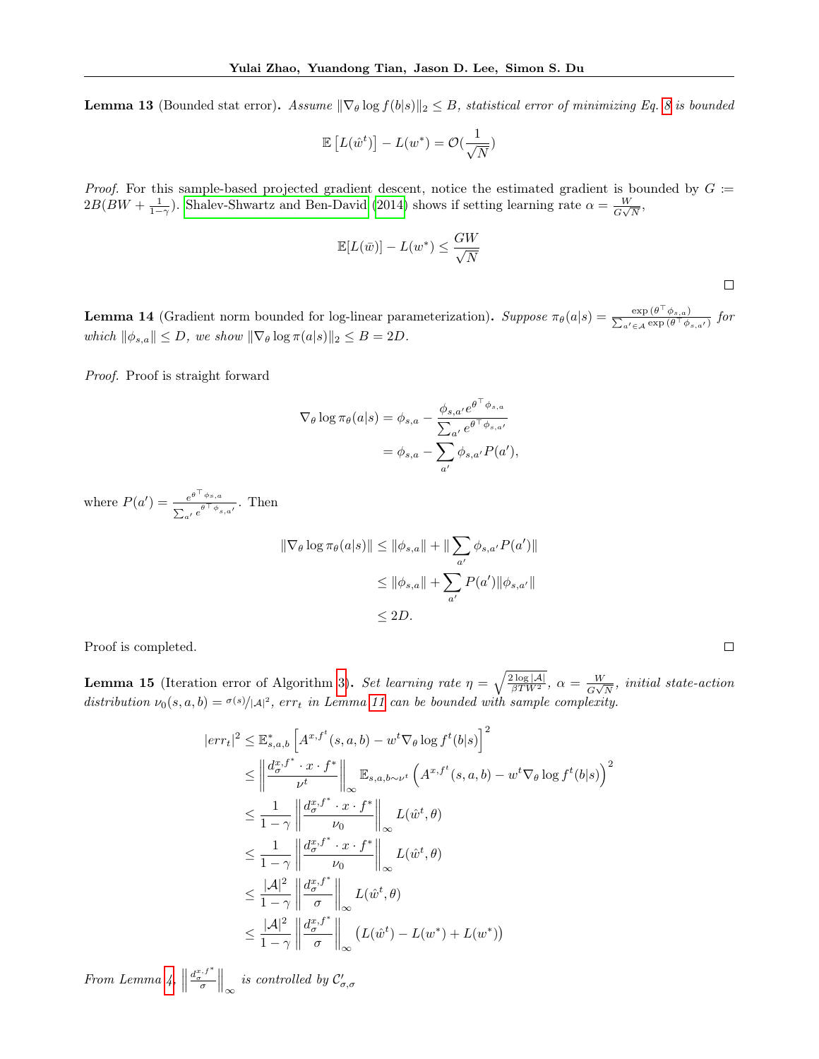**Lemma 13** (Bounded stat error)**.** *Assume $\|\nabla_\theta \log f(b|s)\|_2 \le B$, statistical error of minimizing Eq. 8 is bounded*

$$\mathbb{E}\left[L(\hat{w}^t)\right] - L(w^*) = \mathcal{O}(\frac{1}{\sqrt{N}})$$

*Proof.* For this sample-based projected gradient descent, notice the estimated gradient is bounded by $G := 2B(BW + \frac{1}{1-\gamma})$. Shalev-Shwartz and Ben-David (2014) shows if setting learning rate $\alpha = \frac{W}{G\sqrt{N}}$,

$$\mathbb{E}[L(\bar{w})] - L(w^*) \le \frac{GW}{\sqrt{N}}$$

□

**Lemma 14** (Gradient norm bounded for log-linear parameterization)**.** *Suppose $\pi_\theta(a|s) = \frac{\exp(\theta^\top \phi_{s,a})}{\sum_{a' \in \mathcal{A}} \exp(\theta^\top \phi_{s,a'})}$ for which $\|\phi_{s,a}\| \le D$, we show $\|\nabla_\theta \log \pi(a|s)\|_2 \le B = 2D$.*

*Proof.* Proof is straight forward

$$\begin{aligned}
\nabla_\theta \log \pi_\theta(a|s) &= \phi_{s,a} - \frac{\phi_{s,a'} e^{\theta^\top \phi_{s,a}}}{\sum_{a'} e^{\theta^\top \phi_{s,a'}}} \\
&= \phi_{s,a} - \sum_{a'} \phi_{s,a'} P(a'),
\end{aligned}$$

where $P(a') = \frac{e^{\theta^\top \phi_{s,a}}}{\sum_{a'} e^{\theta^\top \phi_{s,a'}}}$. Then

$$\begin{aligned}
\|\nabla_\theta \log \pi_\theta(a|s)\| &\le \|\phi_{s,a}\| + \|\sum_{a'} \phi_{s,a'} P(a')\| \\
&\le \|\phi_{s,a}\| + \sum_{a'} P(a') \|\phi_{s,a'}\| \\
&\le 2D.
\end{aligned}$$

Proof is completed. □

**Lemma 15** (Iteration error of Algorithm 3)**.** *Set learning rate $\eta = \sqrt{\frac{2\log|\mathcal{A}|}{\beta T W^2}}$, $\alpha = \frac{W}{G\sqrt{N}}$, initial state-action distribution $\nu_0(s,a,b) = \sigma(s)/|\mathcal{A}|^2$, $err_t$ in Lemma 11 can be bounded with sample complexity.*

$$\begin{aligned}
|err_t|^2 &\le \mathbb{E}^*_{s,a,b}\left[A^{x,f^t}(s,a,b) - w^t \nabla_\theta \log f^t(b|s)\right]^2 \\
&\le \left\|\frac{d_\sigma^{x,f^*} \cdot x \cdot f^*}{\nu^t}\right\|_\infty \mathbb{E}_{s,a,b\sim\nu^t}\left(A^{x,f^t}(s,a,b) - w^t \nabla_\theta \log f^t(b|s)\right)^2 \\
&\le \frac{1}{1-\gamma}\left\|\frac{d_\sigma^{x,f^*} \cdot x \cdot f^*}{\nu_0}\right\|_\infty L(\hat{w}^t, \theta) \\
&\le \frac{1}{1-\gamma}\left\|\frac{d_\sigma^{x,f^*} \cdot x \cdot f^*}{\nu_0}\right\|_\infty L(\hat{w}^t, \theta) \\
&\le \frac{|\mathcal{A}|^2}{1-\gamma}\left\|\frac{d_\sigma^{x,f^*}}{\sigma}\right\|_\infty L(\hat{w}^t, \theta) \\
&\le \frac{|\mathcal{A}|^2}{1-\gamma}\left\|\frac{d_\sigma^{x,f^*}}{\sigma}\right\|_\infty \left(L(\hat{w}^t) - L(w^*) + L(w^*)\right)
\end{aligned}$$

*From Lemma 4, $\left\|\frac{d_\sigma^{x,f^*}}{\sigma}\right\|_\infty$ is controlled by $\mathcal{C}'_{\sigma,\sigma}$*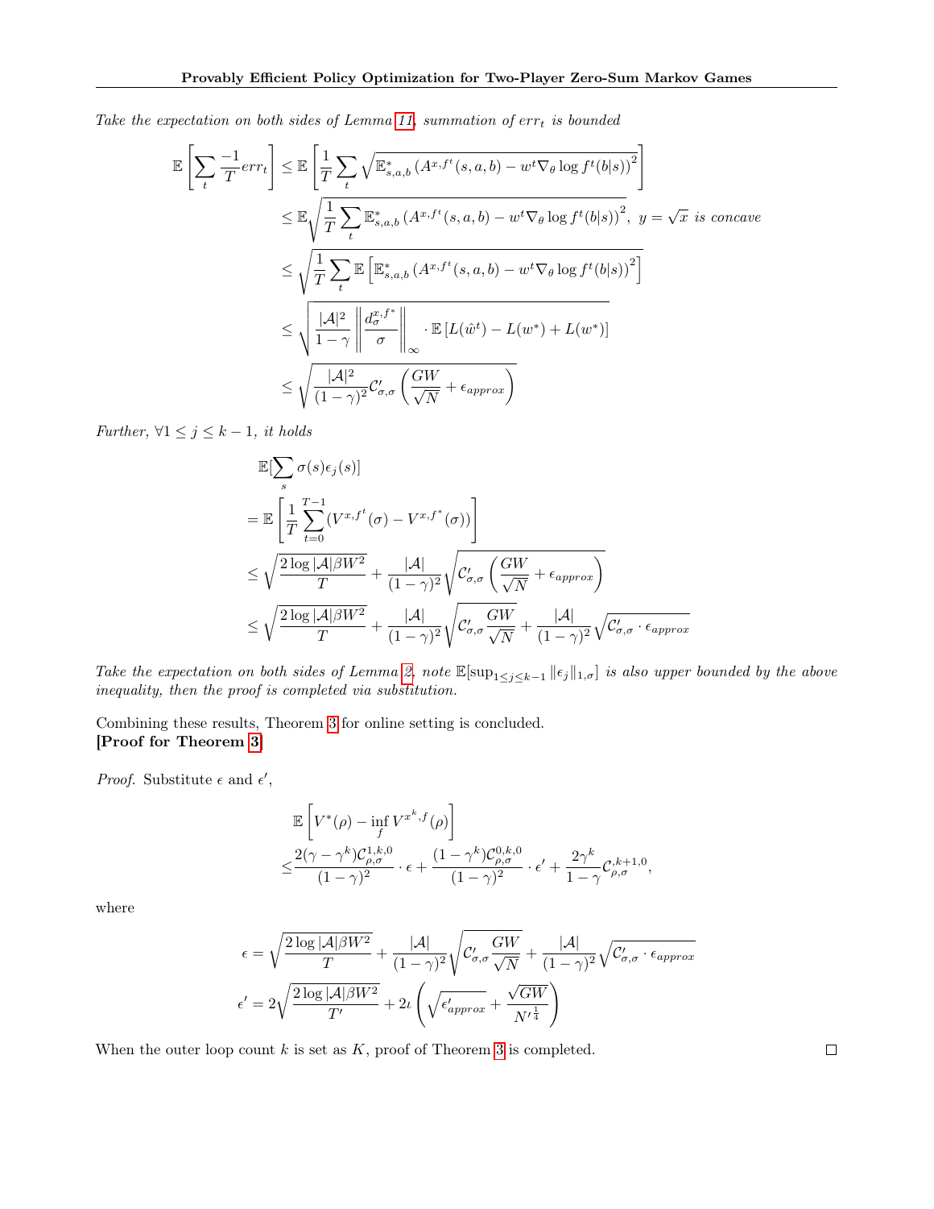*Take the expectation on both sides of Lemma 11, summation of $err_t$ is bounded*

$$
\begin{aligned}
\mathbb{E}\left[\sum_t \frac{-1}{T} err_t\right] &\leq \mathbb{E}\left[\frac{1}{T}\sum_t \sqrt{\mathbb{E}^*_{s,a,b}\left(A^{x,f^t}(s,a,b) - w^t \nabla_\theta \log f^t(b|s)\right)^2}\right] \\
&\leq \mathbb{E}\sqrt{\frac{1}{T}\sum_t \mathbb{E}^*_{s,a,b}\left(A^{x,f^t}(s,a,b) - w^t \nabla_\theta \log f^t(b|s)\right)^2}, \ y = \sqrt{x} \textit{ is concave} \\
&\leq \sqrt{\frac{1}{T}\sum_t \mathbb{E}\left[\mathbb{E}^*_{s,a,b}\left(A^{x,f^t}(s,a,b) - w^t \nabla_\theta \log f^t(b|s)\right)^2\right]} \\
&\leq \sqrt{\frac{|\mathcal{A}|^2}{1-\gamma}\left\|\frac{d_\sigma^{x,f^*}}{\sigma}\right\|_\infty \cdot \mathbb{E}\left[L(\hat{w}^t) - L(w^*) + L(w^*)\right]} \\
&\leq \sqrt{\frac{|\mathcal{A}|^2}{(1-\gamma)^2}\mathcal{C}'_{\sigma,\sigma}\left(\frac{GW}{\sqrt{N}} + \epsilon_{approx}\right)}
\end{aligned}
$$

*Further, $\forall 1 \leq j \leq k-1$, it holds*

$$
\begin{aligned}
&\mathbb{E}[\sum_s \sigma(s)\epsilon_j(s)] \\
=& \mathbb{E}\left[\frac{1}{T}\sum_{t=0}^{T-1}(V^{x,f^t}(\sigma) - V^{x,f^*}(\sigma))\right] \\
\leq& \sqrt{\frac{2\log|\mathcal{A}|\beta W^2}{T}} + \frac{|\mathcal{A}|}{(1-\gamma)^2}\sqrt{\mathcal{C}'_{\sigma,\sigma}\left(\frac{GW}{\sqrt{N}} + \epsilon_{approx}\right)} \\
\leq& \sqrt{\frac{2\log|\mathcal{A}|\beta W^2}{T}} + \frac{|\mathcal{A}|}{(1-\gamma)^2}\sqrt{\mathcal{C}'_{\sigma,\sigma}\frac{GW}{\sqrt{N}}} + \frac{|\mathcal{A}|}{(1-\gamma)^2}\sqrt{\mathcal{C}'_{\sigma,\sigma}\cdot\epsilon_{approx}}
\end{aligned}
$$

*Take the expectation on both sides of Lemma 2, note $\mathbb{E}[\sup_{1\leq j\leq k-1}\|\epsilon_j\|_{1,\sigma}]$ is also upper bounded by the above inequality, then the proof is completed via substitution.*

Combining these results, Theorem 3 for online setting is concluded.
**[Proof for Theorem 3]**

*Proof.* Substitute $\epsilon$ and $\epsilon'$,

$$
\begin{aligned}
&\mathbb{E}\left[V^*(\rho) - \inf_f V^{x^k,f}(\rho)\right] \\
\leq& \frac{2(\gamma-\gamma^k)\mathcal{C}^{1,k,0}_{\rho,\sigma}}{(1-\gamma)^2}\cdot\epsilon + \frac{(1-\gamma^k)\mathcal{C}^{0,k,0}_{\rho,\sigma}}{(1-\gamma)^2}\cdot\epsilon' + \frac{2\gamma^k}{1-\gamma}\mathcal{C}^{k+1,0}_{\rho,\sigma},
\end{aligned}
$$

where

$$
\begin{aligned}
\epsilon &= \sqrt{\frac{2\log|\mathcal{A}|\beta W^2}{T}} + \frac{|\mathcal{A}|}{(1-\gamma)^2}\sqrt{\mathcal{C}'_{\sigma,\sigma}\frac{GW}{\sqrt{N}}} + \frac{|\mathcal{A}|}{(1-\gamma)^2}\sqrt{\mathcal{C}'_{\sigma,\sigma}\cdot\epsilon_{approx}} \\
\epsilon' &= 2\sqrt{\frac{2\log|\mathcal{A}|\beta W^2}{T'}} + 2\iota\left(\sqrt{\epsilon'_{approx}} + \frac{\sqrt{GW}}{N'^{\frac{1}{4}}}\right)
\end{aligned}
$$

When the outer loop count $k$ is set as $K$, proof of Theorem 3 is completed. ∎